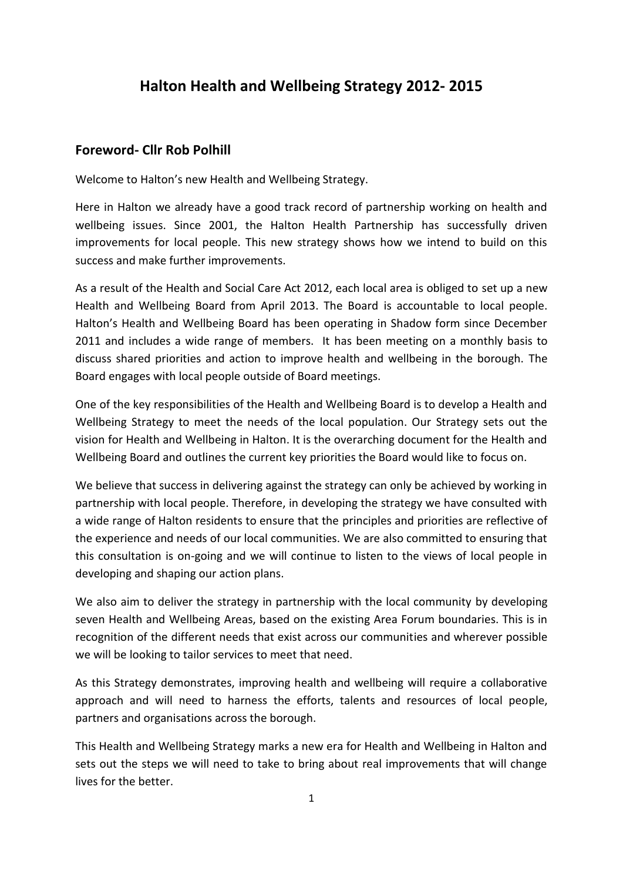# Halton Health and Wellbeing Strategy 2012- 2015

## Foreword- Cllr Rob Polhill

Welcome to Halton's new Health and Wellbeing Strategy.

Here in Halton we already have a good track record of partnership working on health and wellbeing issues. Since 2001, the Halton Health Partnership has successfully driven improvements for local people. This new strategy shows how we intend to build on this success and make further improvements.

As a result of the Health and Social Care Act 2012, each local area is obliged to set up a new Health and Wellbeing Board from April 2013. The Board is accountable to local people. Halton's Health and Wellbeing Board has been operating in Shadow form since December 2011 and includes a wide range of members. It has been meeting on a monthly basis to discuss shared priorities and action to improve health and wellbeing in the borough. The Board engages with local people outside of Board meetings.

One of the key responsibilities of the Health and Wellbeing Board is to develop a Health and Wellbeing Strategy to meet the needs of the local population. Our Strategy sets out the vision for Health and Wellbeing in Halton. It is the overarching document for the Health and Wellbeing Board and outlines the current key priorities the Board would like to focus on.

We believe that success in delivering against the strategy can only be achieved by working in partnership with local people. Therefore, in developing the strategy we have consulted with a wide range of Halton residents to ensure that the principles and priorities are reflective of the experience and needs of our local communities. We are also committed to ensuring that this consultation is on-going and we will continue to listen to the views of local people in developing and shaping our action plans.

We also aim to deliver the strategy in partnership with the local community by developing seven Health and Wellbeing Areas, based on the existing Area Forum boundaries. This is in recognition of the different needs that exist across our communities and wherever possible we will be looking to tailor services to meet that need.

As this Strategy demonstrates, improving health and wellbeing will require a collaborative approach and will need to harness the efforts, talents and resources of local people, partners and organisations across the borough.

This Health and Wellbeing Strategy marks a new era for Health and Wellbeing in Halton and sets out the steps we will need to take to bring about real improvements that will change lives for the better.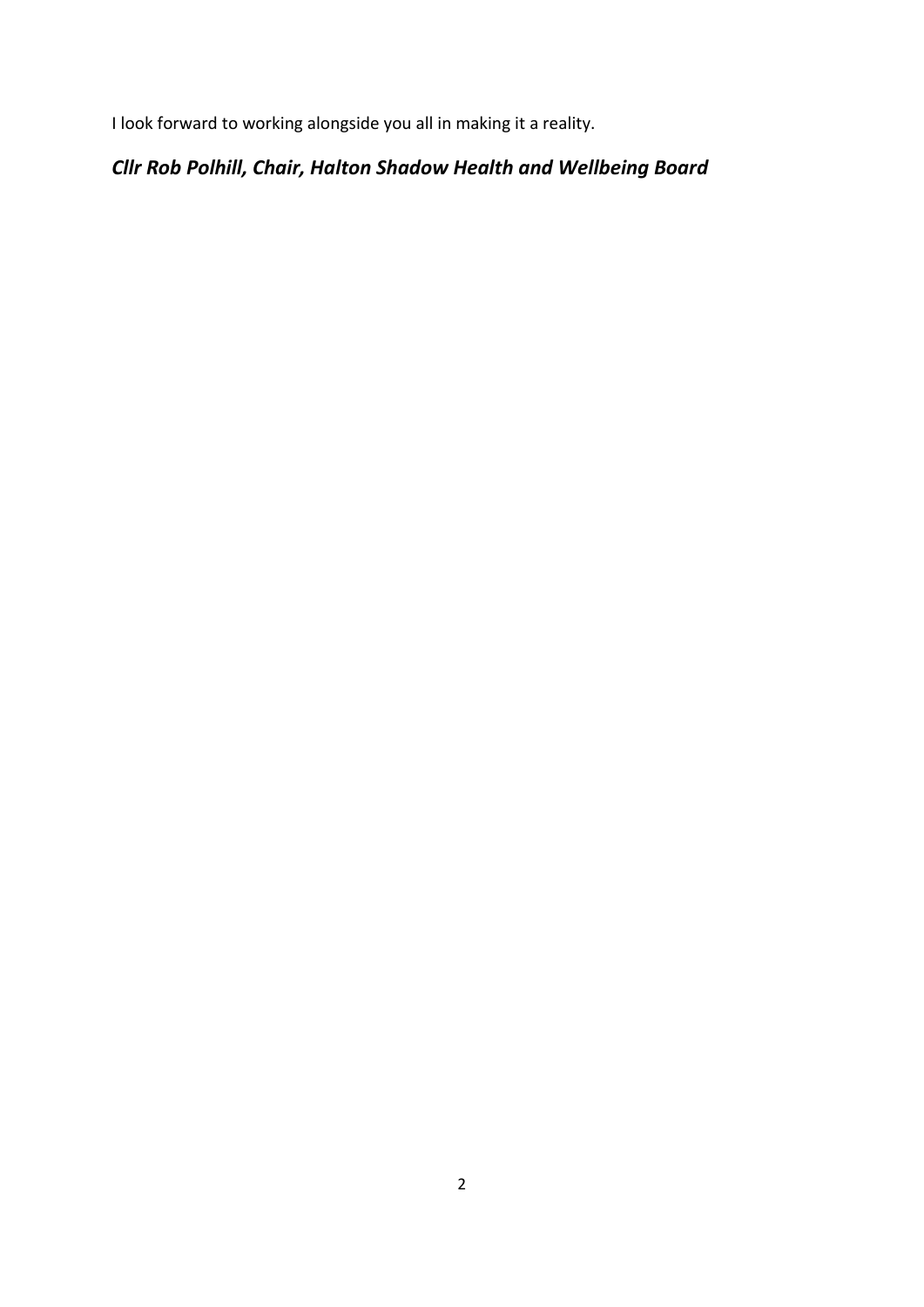I look forward to working alongside you all in making it a reality.

***Cllr Rob Polhill, Chair, Halton Shadow Health and Wellbeing Board***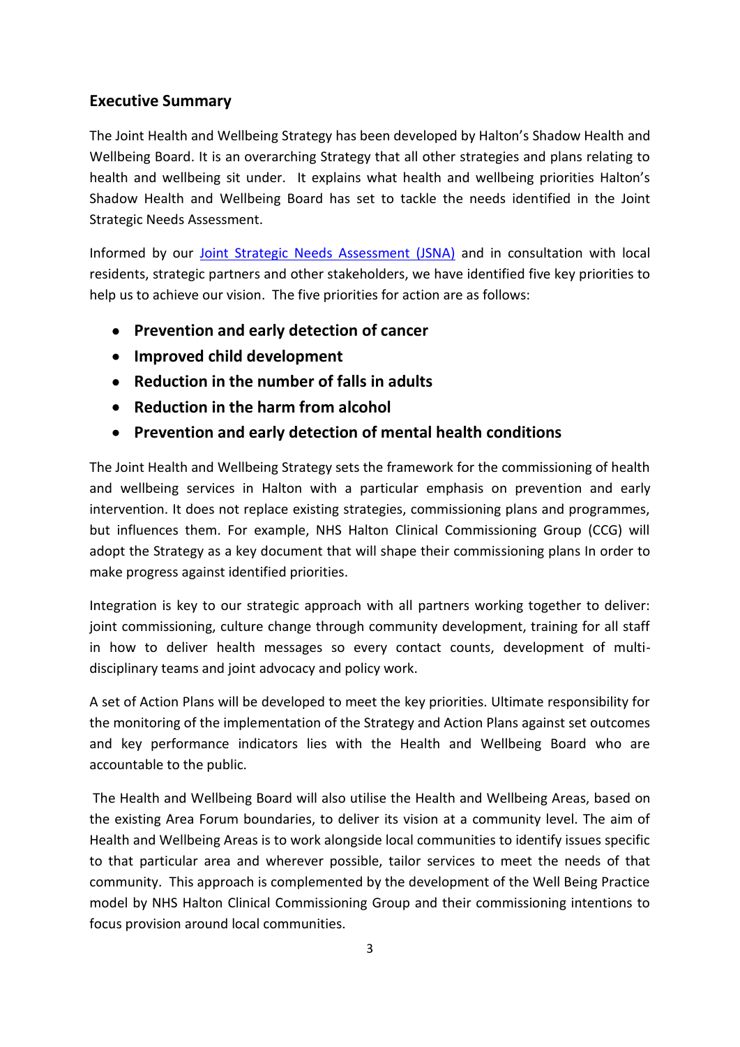## Executive Summary

The Joint Health and Wellbeing Strategy has been developed by Halton's Shadow Health and Wellbeing Board. It is an overarching Strategy that all other strategies and plans relating to health and wellbeing sit under. It explains what health and wellbeing priorities Halton's Shadow Health and Wellbeing Board has set to tackle the needs identified in the Joint Strategic Needs Assessment.

Informed by our [Joint Strategic Needs Assessment (JSNA)]() and in consultation with local residents, strategic partners and other stakeholders, we have identified five key priorities to help us to achieve our vision. The five priorities for action are as follows:

- **Prevention and early detection of cancer**
- **Improved child development**
- **Reduction in the number of falls in adults**
- **Reduction in the harm from alcohol**
- **Prevention and early detection of mental health conditions**

The Joint Health and Wellbeing Strategy sets the framework for the commissioning of health and wellbeing services in Halton with a particular emphasis on prevention and early intervention. It does not replace existing strategies, commissioning plans and programmes, but influences them. For example, NHS Halton Clinical Commissioning Group (CCG) will adopt the Strategy as a key document that will shape their commissioning plans In order to make progress against identified priorities.

Integration is key to our strategic approach with all partners working together to deliver: joint commissioning, culture change through community development, training for all staff in how to deliver health messages so every contact counts, development of multi-disciplinary teams and joint advocacy and policy work.

A set of Action Plans will be developed to meet the key priorities. Ultimate responsibility for the monitoring of the implementation of the Strategy and Action Plans against set outcomes and key performance indicators lies with the Health and Wellbeing Board who are accountable to the public.

The Health and Wellbeing Board will also utilise the Health and Wellbeing Areas, based on the existing Area Forum boundaries, to deliver its vision at a community level. The aim of Health and Wellbeing Areas is to work alongside local communities to identify issues specific to that particular area and wherever possible, tailor services to meet the needs of that community. This approach is complemented by the development of the Well Being Practice model by NHS Halton Clinical Commissioning Group and their commissioning intentions to focus provision around local communities.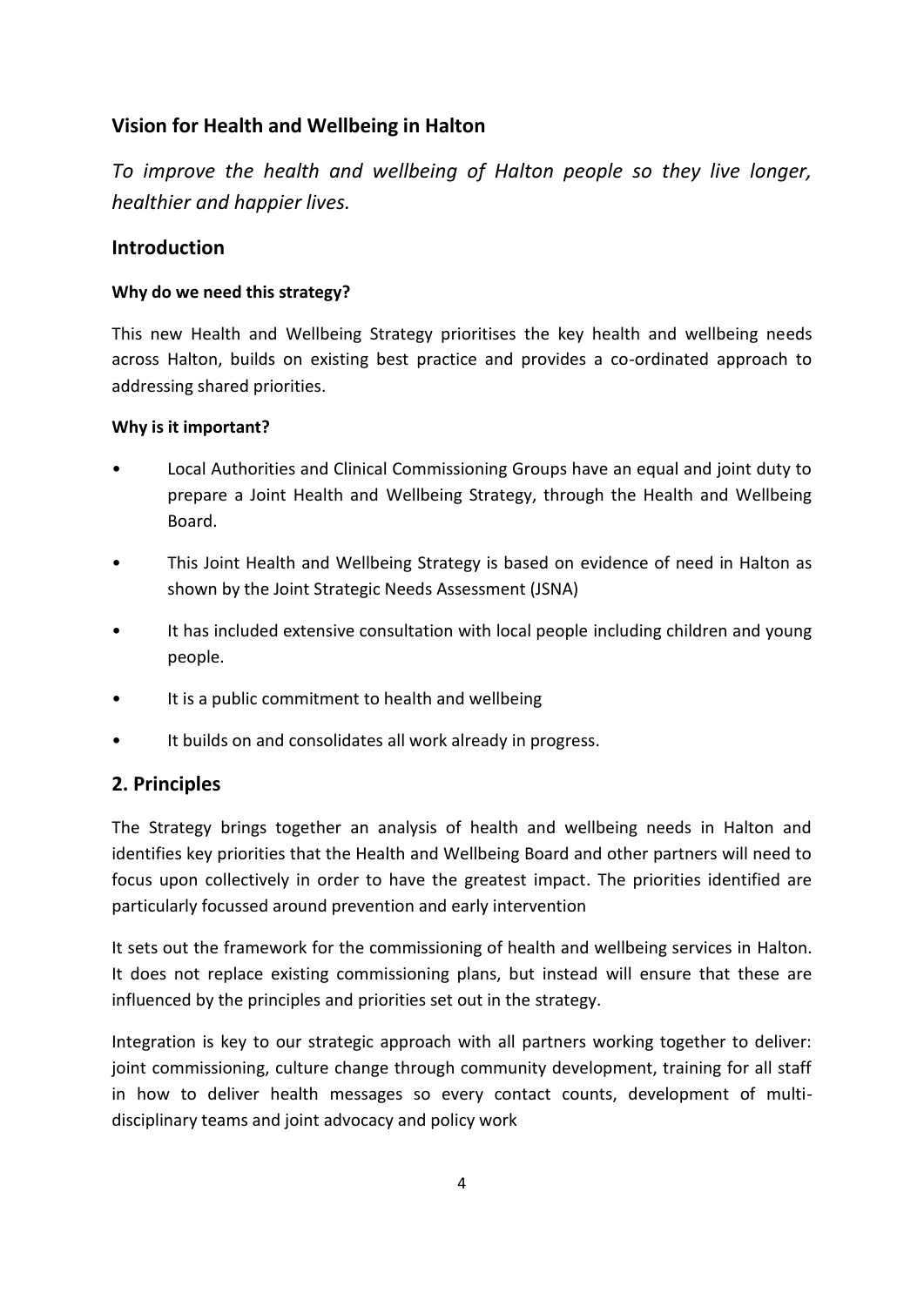## Vision for Health and Wellbeing in Halton

*To improve the health and wellbeing of Halton people so they live longer, healthier and happier lives.*

## Introduction

**Why do we need this strategy?**

This new Health and Wellbeing Strategy prioritises the key health and wellbeing needs across Halton, builds on existing best practice and provides a co-ordinated approach to addressing shared priorities.

**Why is it important?**

- Local Authorities and Clinical Commissioning Groups have an equal and joint duty to prepare a Joint Health and Wellbeing Strategy, through the Health and Wellbeing Board.
- This Joint Health and Wellbeing Strategy is based on evidence of need in Halton as shown by the Joint Strategic Needs Assessment (JSNA)
- It has included extensive consultation with local people including children and young people.
- It is a public commitment to health and wellbeing
- It builds on and consolidates all work already in progress.

## 2. Principles

The Strategy brings together an analysis of health and wellbeing needs in Halton and identifies key priorities that the Health and Wellbeing Board and other partners will need to focus upon collectively in order to have the greatest impact. The priorities identified are particularly focussed around prevention and early intervention

It sets out the framework for the commissioning of health and wellbeing services in Halton. It does not replace existing commissioning plans, but instead will ensure that these are influenced by the principles and priorities set out in the strategy.

Integration is key to our strategic approach with all partners working together to deliver: joint commissioning, culture change through community development, training for all staff in how to deliver health messages so every contact counts, development of multi-disciplinary teams and joint advocacy and policy work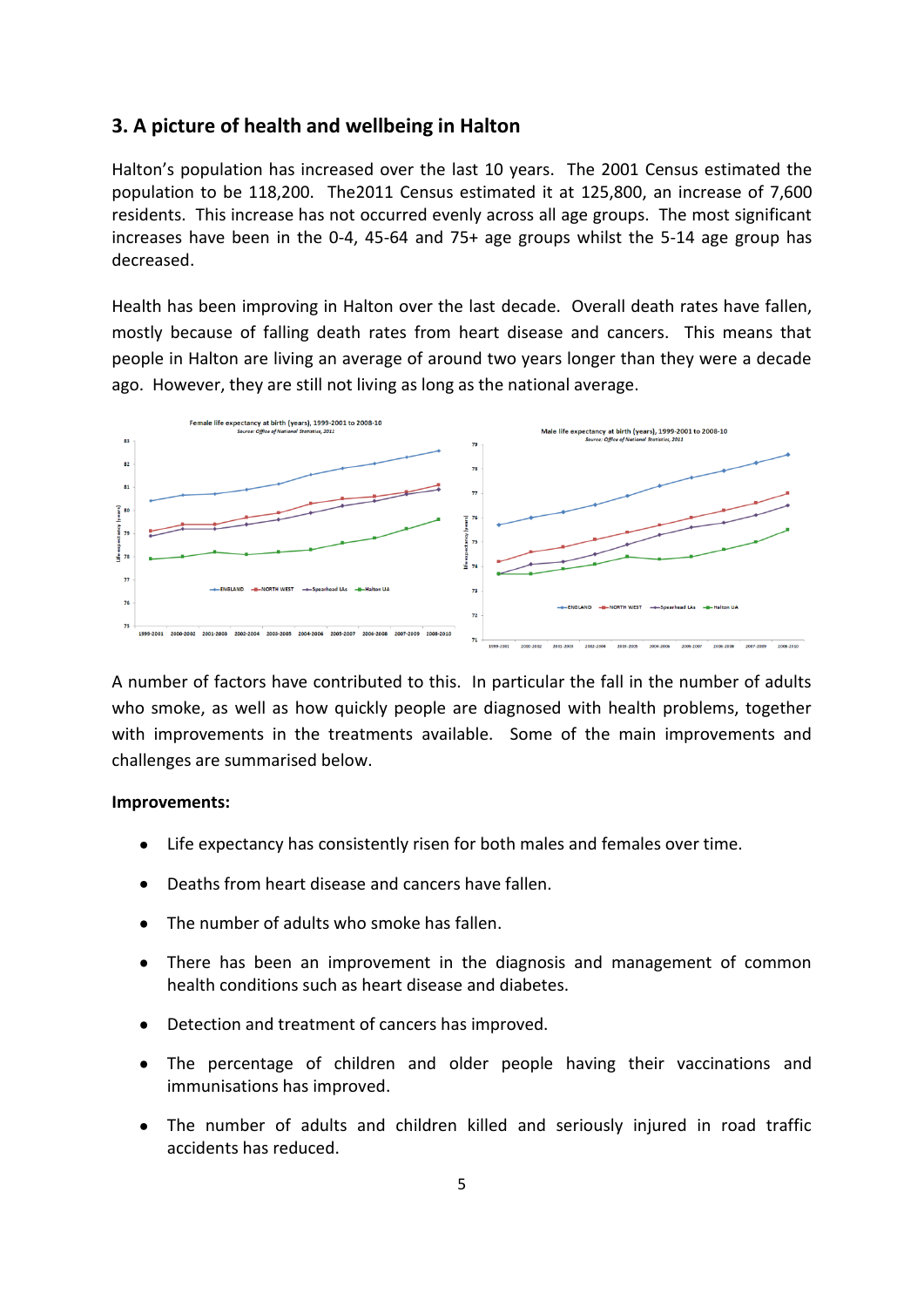## 3. A picture of health and wellbeing in Halton

Halton's population has increased over the last 10 years. The 2001 Census estimated the population to be 118,200. The2011 Census estimated it at 125,800, an increase of 7,600 residents. This increase has not occurred evenly across all age groups. The most significant increases have been in the 0-4, 45-64 and 75+ age groups whilst the 5-14 age group has decreased.

Health has been improving in Halton over the last decade. Overall death rates have fallen, mostly because of falling death rates from heart disease and cancers. This means that people in Halton are living an average of around two years longer than they were a decade ago. However, they are still not living as long as the national average.

A number of factors have contributed to this. In particular the fall in the number of adults who smoke, as well as how quickly people are diagnosed with health problems, together with improvements in the treatments available. Some of the main improvements and challenges are summarised below.

**Improvements:**

- Life expectancy has consistently risen for both males and females over time.
- Deaths from heart disease and cancers have fallen.
- The number of adults who smoke has fallen.
- There has been an improvement in the diagnosis and management of common health conditions such as heart disease and diabetes.
- Detection and treatment of cancers has improved.
- The percentage of children and older people having their vaccinations and immunisations has improved.
- The number of adults and children killed and seriously injured in road traffic accidents has reduced.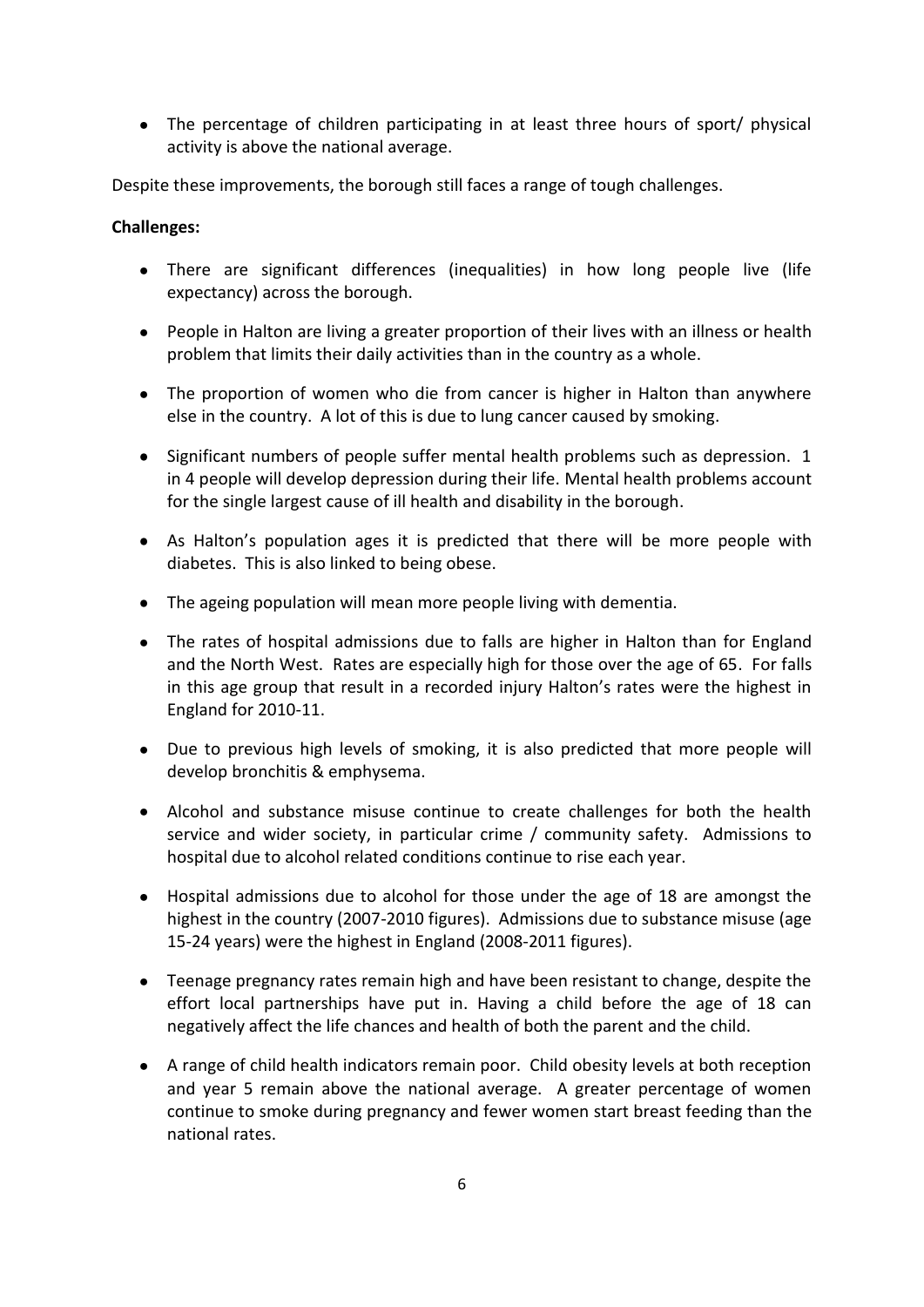- The percentage of children participating in at least three hours of sport/ physical activity is above the national average.

Despite these improvements, the borough still faces a range of tough challenges.

**Challenges:**

- There are significant differences (inequalities) in how long people live (life expectancy) across the borough.
- People in Halton are living a greater proportion of their lives with an illness or health problem that limits their daily activities than in the country as a whole.
- The proportion of women who die from cancer is higher in Halton than anywhere else in the country. A lot of this is due to lung cancer caused by smoking.
- Significant numbers of people suffer mental health problems such as depression. 1 in 4 people will develop depression during their life. Mental health problems account for the single largest cause of ill health and disability in the borough.
- As Halton's population ages it is predicted that there will be more people with diabetes. This is also linked to being obese.
- The ageing population will mean more people living with dementia.
- The rates of hospital admissions due to falls are higher in Halton than for England and the North West. Rates are especially high for those over the age of 65. For falls in this age group that result in a recorded injury Halton's rates were the highest in England for 2010-11.
- Due to previous high levels of smoking, it is also predicted that more people will develop bronchitis & emphysema.
- Alcohol and substance misuse continue to create challenges for both the health service and wider society, in particular crime / community safety. Admissions to hospital due to alcohol related conditions continue to rise each year.
- Hospital admissions due to alcohol for those under the age of 18 are amongst the highest in the country (2007-2010 figures). Admissions due to substance misuse (age 15-24 years) were the highest in England (2008-2011 figures).
- Teenage pregnancy rates remain high and have been resistant to change, despite the effort local partnerships have put in. Having a child before the age of 18 can negatively affect the life chances and health of both the parent and the child.
- A range of child health indicators remain poor. Child obesity levels at both reception and year 5 remain above the national average. A greater percentage of women continue to smoke during pregnancy and fewer women start breast feeding than the national rates.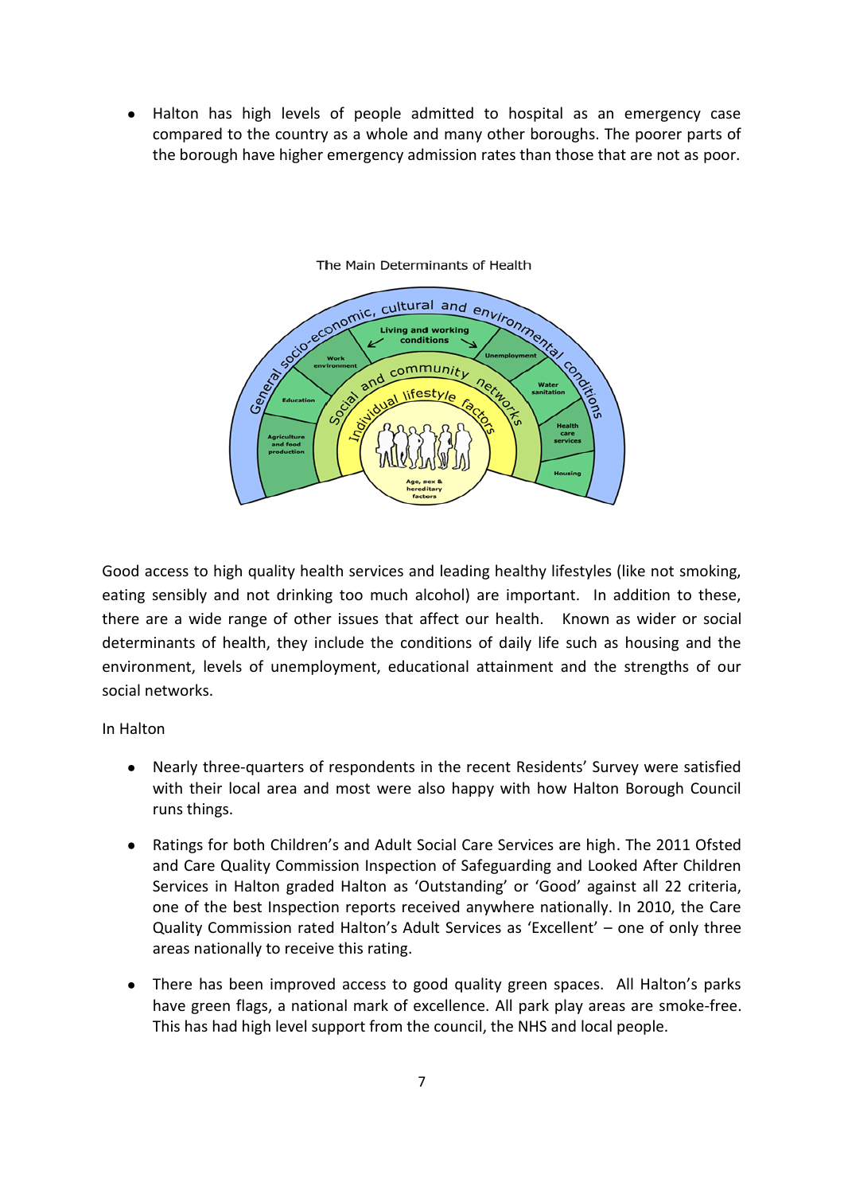- Halton has high levels of people admitted to hospital as an emergency case compared to the country as a whole and many other boroughs. The poorer parts of the borough have higher emergency admission rates than those that are not as poor.

The Main Determinants of Health

Good access to high quality health services and leading healthy lifestyles (like not smoking, eating sensibly and not drinking too much alcohol) are important. In addition to these, there are a wide range of other issues that affect our health. Known as wider or social determinants of health, they include the conditions of daily life such as housing and the environment, levels of unemployment, educational attainment and the strengths of our social networks.

In Halton

- Nearly three-quarters of respondents in the recent Residents' Survey were satisfied with their local area and most were also happy with how Halton Borough Council runs things.
- Ratings for both Children's and Adult Social Care Services are high. The 2011 Ofsted and Care Quality Commission Inspection of Safeguarding and Looked After Children Services in Halton graded Halton as 'Outstanding' or 'Good' against all 22 criteria, one of the best Inspection reports received anywhere nationally. In 2010, the Care Quality Commission rated Halton's Adult Services as 'Excellent' – one of only three areas nationally to receive this rating.
- There has been improved access to good quality green spaces. All Halton's parks have green flags, a national mark of excellence. All park play areas are smoke-free. This has had high level support from the council, the NHS and local people.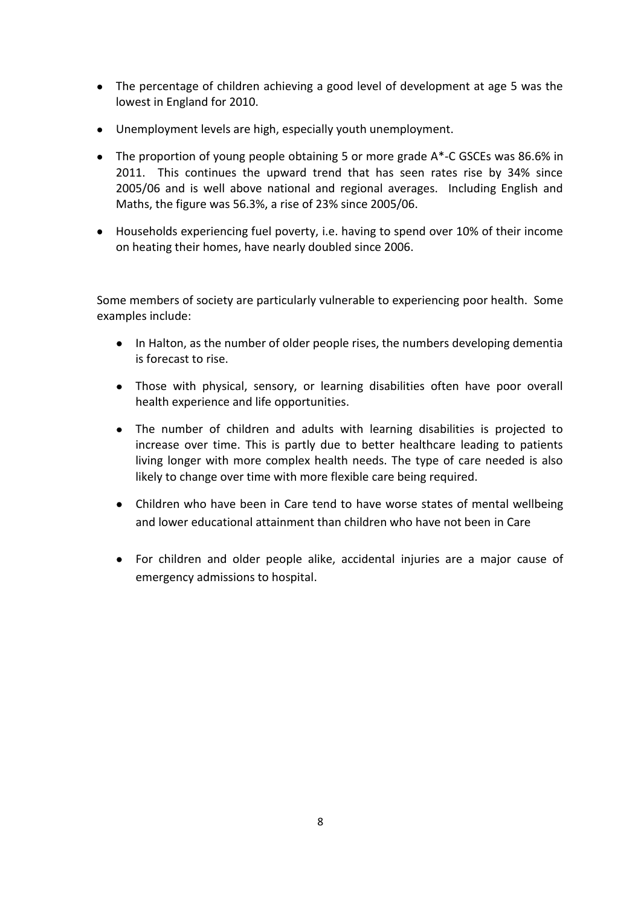- The percentage of children achieving a good level of development at age 5 was the lowest in England for 2010.
- Unemployment levels are high, especially youth unemployment.
- The proportion of young people obtaining 5 or more grade A*-C GSCEs was 86.6% in 2011. This continues the upward trend that has seen rates rise by 34% since 2005/06 and is well above national and regional averages. Including English and Maths, the figure was 56.3%, a rise of 23% since 2005/06.
- Households experiencing fuel poverty, i.e. having to spend over 10% of their income on heating their homes, have nearly doubled since 2006.

Some members of society are particularly vulnerable to experiencing poor health. Some examples include:

- In Halton, as the number of older people rises, the numbers developing dementia is forecast to rise.
- Those with physical, sensory, or learning disabilities often have poor overall health experience and life opportunities.
- The number of children and adults with learning disabilities is projected to increase over time. This is partly due to better healthcare leading to patients living longer with more complex health needs. The type of care needed is also likely to change over time with more flexible care being required.
- Children who have been in Care tend to have worse states of mental wellbeing and lower educational attainment than children who have not been in Care
- For children and older people alike, accidental injuries are a major cause of emergency admissions to hospital.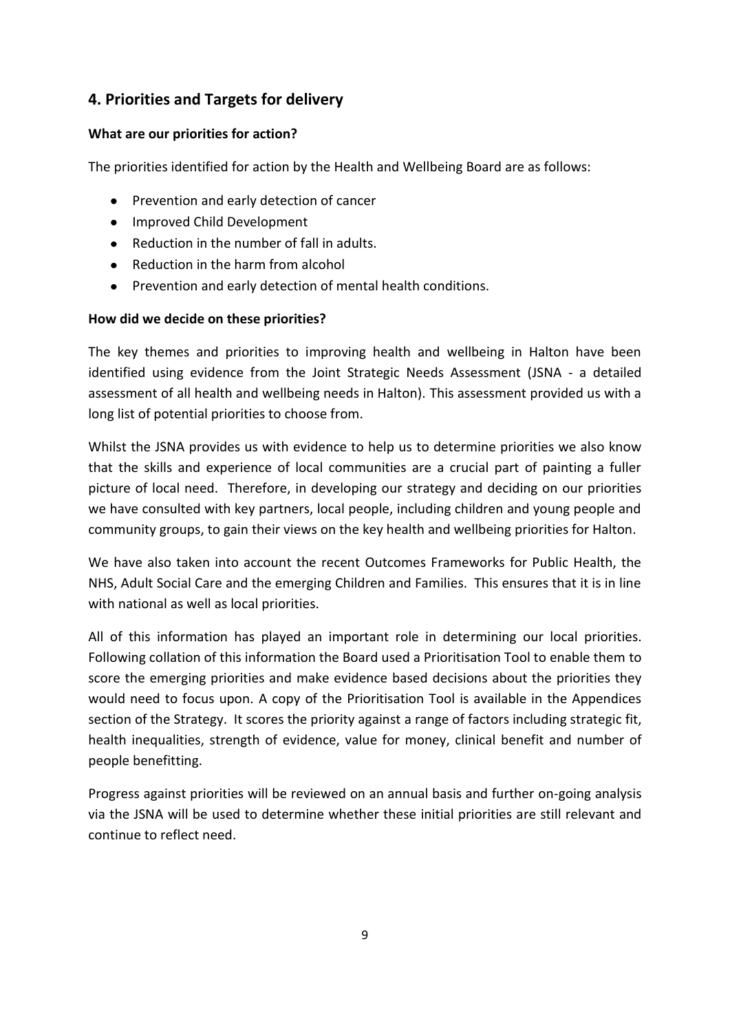## 4. Priorities and Targets for delivery

**What are our priorities for action?**

The priorities identified for action by the Health and Wellbeing Board are as follows:

- Prevention and early detection of cancer
- Improved Child Development
- Reduction in the number of fall in adults.
- Reduction in the harm from alcohol
- Prevention and early detection of mental health conditions.

**How did we decide on these priorities?**

The key themes and priorities to improving health and wellbeing in Halton have been identified using evidence from the Joint Strategic Needs Assessment (JSNA - a detailed assessment of all health and wellbeing needs in Halton). This assessment provided us with a long list of potential priorities to choose from.

Whilst the JSNA provides us with evidence to help us to determine priorities we also know that the skills and experience of local communities are a crucial part of painting a fuller picture of local need. Therefore, in developing our strategy and deciding on our priorities we have consulted with key partners, local people, including children and young people and community groups, to gain their views on the key health and wellbeing priorities for Halton.

We have also taken into account the recent Outcomes Frameworks for Public Health, the NHS, Adult Social Care and the emerging Children and Families. This ensures that it is in line with national as well as local priorities.

All of this information has played an important role in determining our local priorities. Following collation of this information the Board used a Prioritisation Tool to enable them to score the emerging priorities and make evidence based decisions about the priorities they would need to focus upon. A copy of the Prioritisation Tool is available in the Appendices section of the Strategy. It scores the priority against a range of factors including strategic fit, health inequalities, strength of evidence, value for money, clinical benefit and number of people benefitting.

Progress against priorities will be reviewed on an annual basis and further on-going analysis via the JSNA will be used to determine whether these initial priorities are still relevant and continue to reflect need.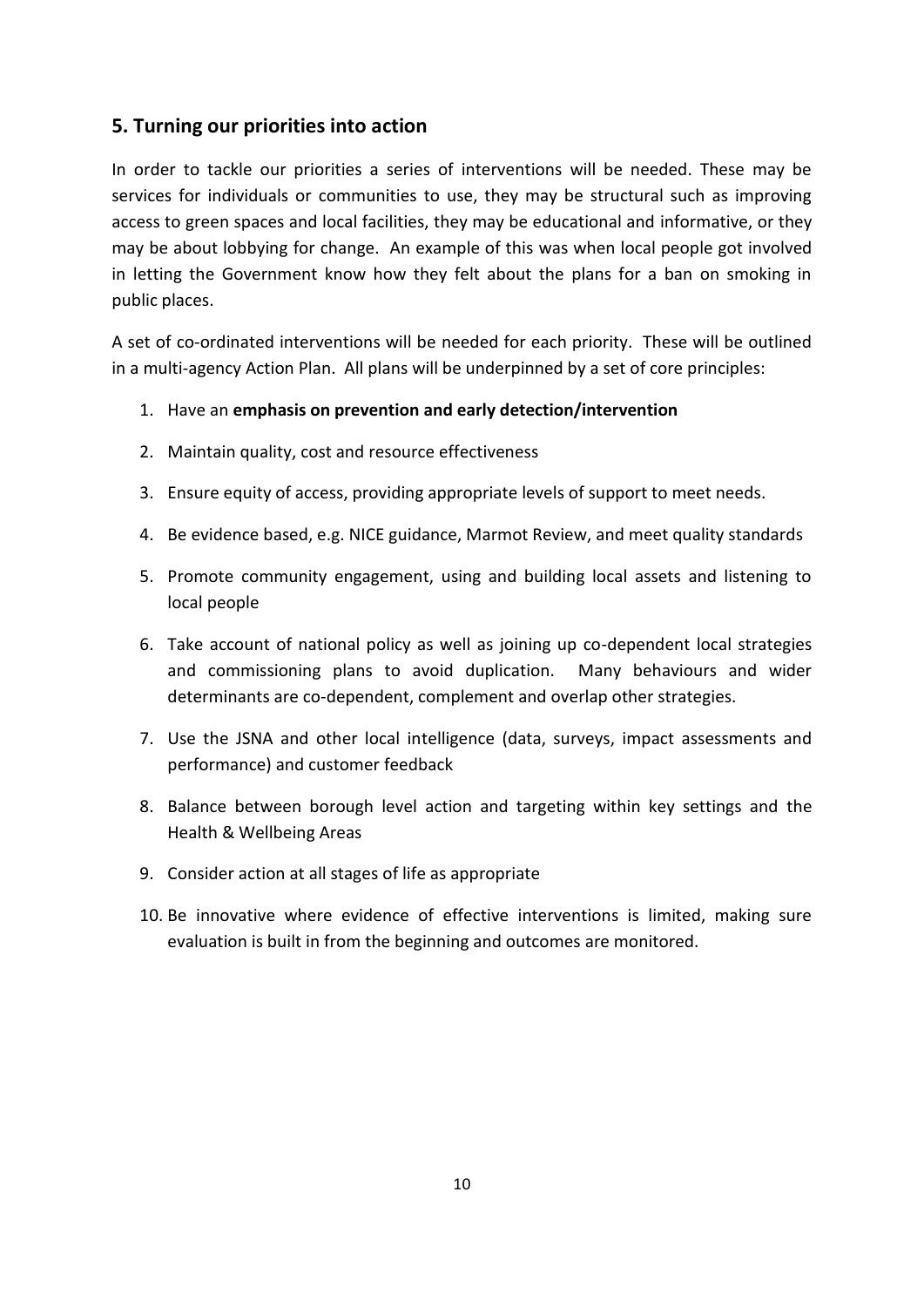## 5. Turning our priorities into action

In order to tackle our priorities a series of interventions will be needed. These may be services for individuals or communities to use, they may be structural such as improving access to green spaces and local facilities, they may be educational and informative, or they may be about lobbying for change. An example of this was when local people got involved in letting the Government know how they felt about the plans for a ban on smoking in public places.

A set of co-ordinated interventions will be needed for each priority. These will be outlined in a multi-agency Action Plan. All plans will be underpinned by a set of core principles:

1. Have an **emphasis on prevention and early detection/intervention**
2. Maintain quality, cost and resource effectiveness
3. Ensure equity of access, providing appropriate levels of support to meet needs.
4. Be evidence based, e.g. NICE guidance, Marmot Review, and meet quality standards
5. Promote community engagement, using and building local assets and listening to local people
6. Take account of national policy as well as joining up co-dependent local strategies and commissioning plans to avoid duplication. Many behaviours and wider determinants are co-dependent, complement and overlap other strategies.
7. Use the JSNA and other local intelligence (data, surveys, impact assessments and performance) and customer feedback
8. Balance between borough level action and targeting within key settings and the Health & Wellbeing Areas
9. Consider action at all stages of life as appropriate
10. Be innovative where evidence of effective interventions is limited, making sure evaluation is built in from the beginning and outcomes are monitored.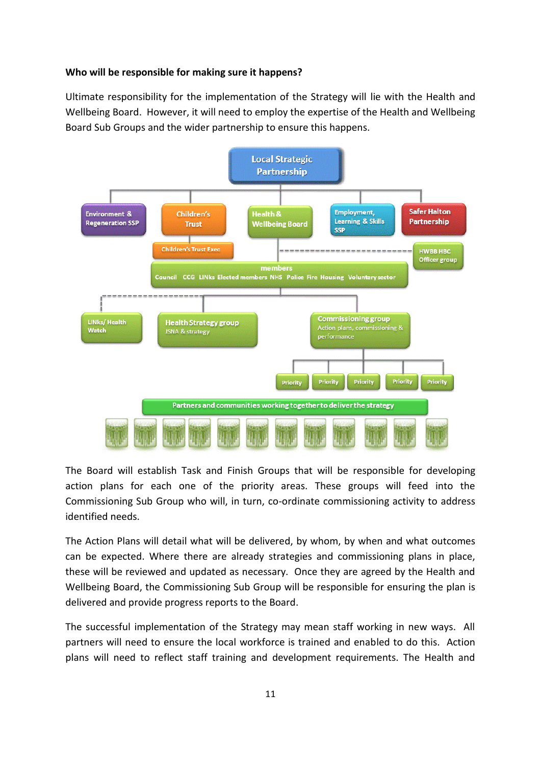**Who will be responsible for making sure it happens?**

Ultimate responsibility for the implementation of the Strategy will lie with the Health and Wellbeing Board. However, it will need to employ the expertise of the Health and Wellbeing Board Sub Groups and the wider partnership to ensure this happens.

Local Strategic Partnership

Environment & Regeneration SSP | Children's Trust | Health & Wellbeing Board | Employment, Learning & Skills SSP | Safer Halton Partnership

Children's Trust Exec

HWBB HBC Officer group

members
Council CCG LINks Elected members NHS Police Fire Housing Voluntary sector

LINks/ Health Watch | Health Strategy group JSNA & strategy | Commissioning group Action plans, commissioning & performance

Priority | Priority | Priority | Priority | Priority

Partners and communities working together to deliver the strategy

The Board will establish Task and Finish Groups that will be responsible for developing action plans for each one of the priority areas. These groups will feed into the Commissioning Sub Group who will, in turn, co-ordinate commissioning activity to address identified needs.

The Action Plans will detail what will be delivered, by whom, by when and what outcomes can be expected. Where there are already strategies and commissioning plans in place, these will be reviewed and updated as necessary. Once they are agreed by the Health and Wellbeing Board, the Commissioning Sub Group will be responsible for ensuring the plan is delivered and provide progress reports to the Board.

The successful implementation of the Strategy may mean staff working in new ways. All partners will need to ensure the local workforce is trained and enabled to do this. Action plans will need to reflect staff training and development requirements. The Health and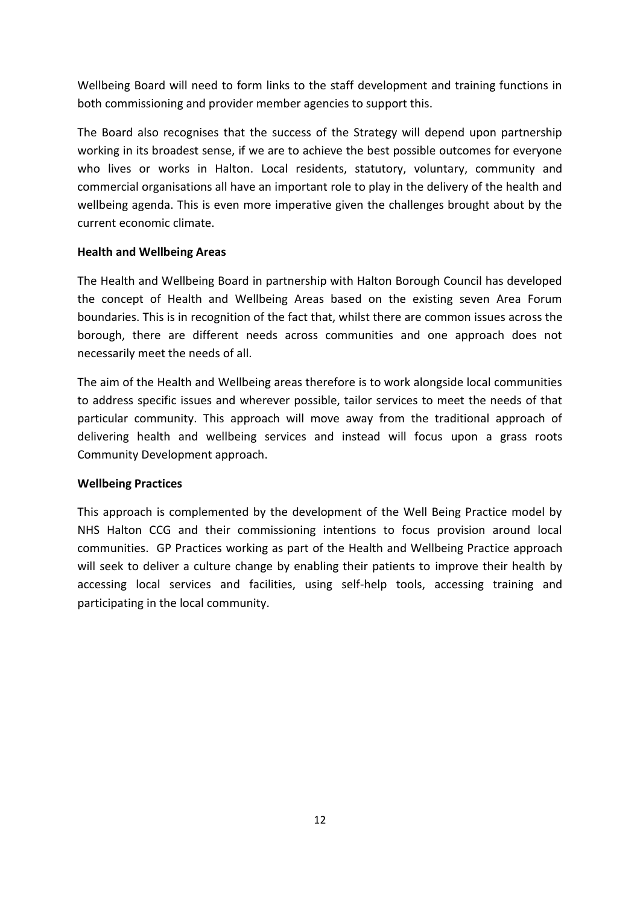Wellbeing Board will need to form links to the staff development and training functions in both commissioning and provider member agencies to support this.

The Board also recognises that the success of the Strategy will depend upon partnership working in its broadest sense, if we are to achieve the best possible outcomes for everyone who lives or works in Halton. Local residents, statutory, voluntary, community and commercial organisations all have an important role to play in the delivery of the health and wellbeing agenda. This is even more imperative given the challenges brought about by the current economic climate.

**Health and Wellbeing Areas**

The Health and Wellbeing Board in partnership with Halton Borough Council has developed the concept of Health and Wellbeing Areas based on the existing seven Area Forum boundaries. This is in recognition of the fact that, whilst there are common issues across the borough, there are different needs across communities and one approach does not necessarily meet the needs of all.

The aim of the Health and Wellbeing areas therefore is to work alongside local communities to address specific issues and wherever possible, tailor services to meet the needs of that particular community. This approach will move away from the traditional approach of delivering health and wellbeing services and instead will focus upon a grass roots Community Development approach.

**Wellbeing Practices**

This approach is complemented by the development of the Well Being Practice model by NHS Halton CCG and their commissioning intentions to focus provision around local communities. GP Practices working as part of the Health and Wellbeing Practice approach will seek to deliver a culture change by enabling their patients to improve their health by accessing local services and facilities, using self-help tools, accessing training and participating in the local community.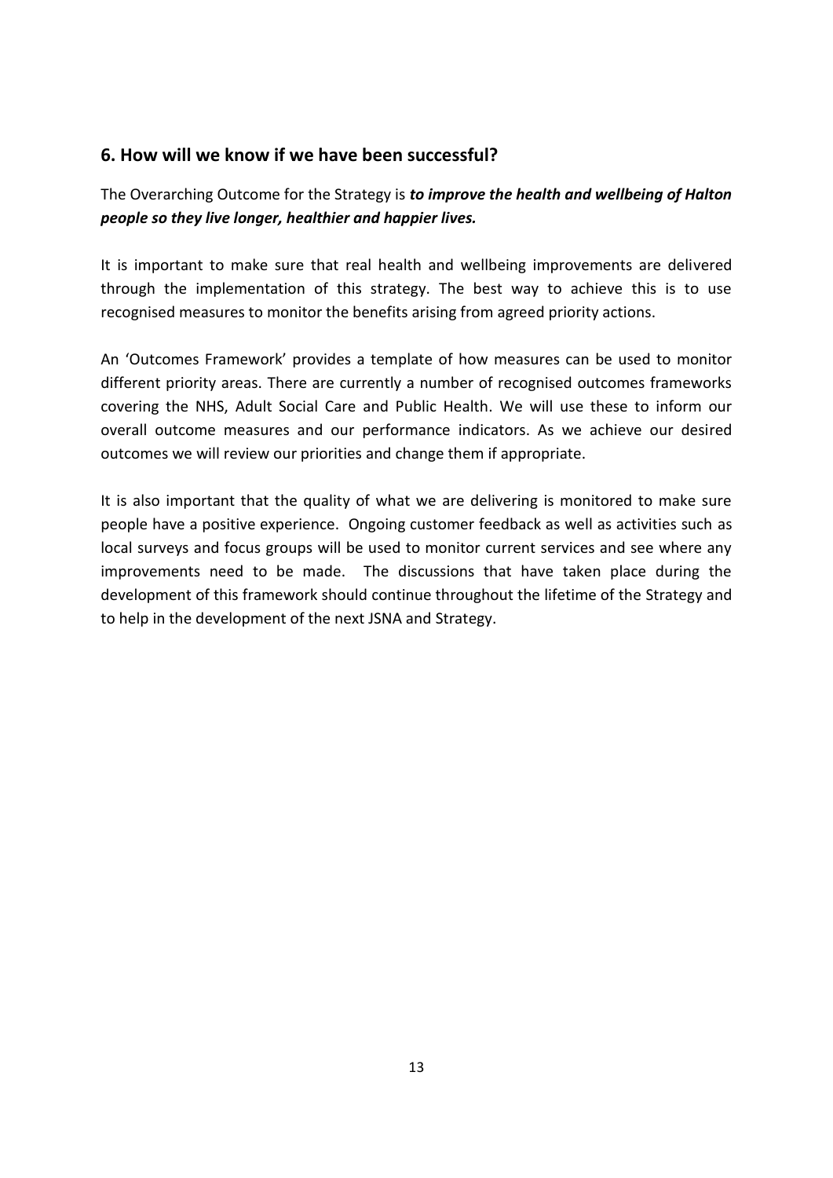## 6. How will we know if we have been successful?

The Overarching Outcome for the Strategy is ***to improve the health and wellbeing of Halton people so they live longer, healthier and happier lives.***

It is important to make sure that real health and wellbeing improvements are delivered through the implementation of this strategy. The best way to achieve this is to use recognised measures to monitor the benefits arising from agreed priority actions.

An 'Outcomes Framework' provides a template of how measures can be used to monitor different priority areas. There are currently a number of recognised outcomes frameworks covering the NHS, Adult Social Care and Public Health. We will use these to inform our overall outcome measures and our performance indicators. As we achieve our desired outcomes we will review our priorities and change them if appropriate.

It is also important that the quality of what we are delivering is monitored to make sure people have a positive experience. Ongoing customer feedback as well as activities such as local surveys and focus groups will be used to monitor current services and see where any improvements need to be made. The discussions that have taken place during the development of this framework should continue throughout the lifetime of the Strategy and to help in the development of the next JSNA and Strategy.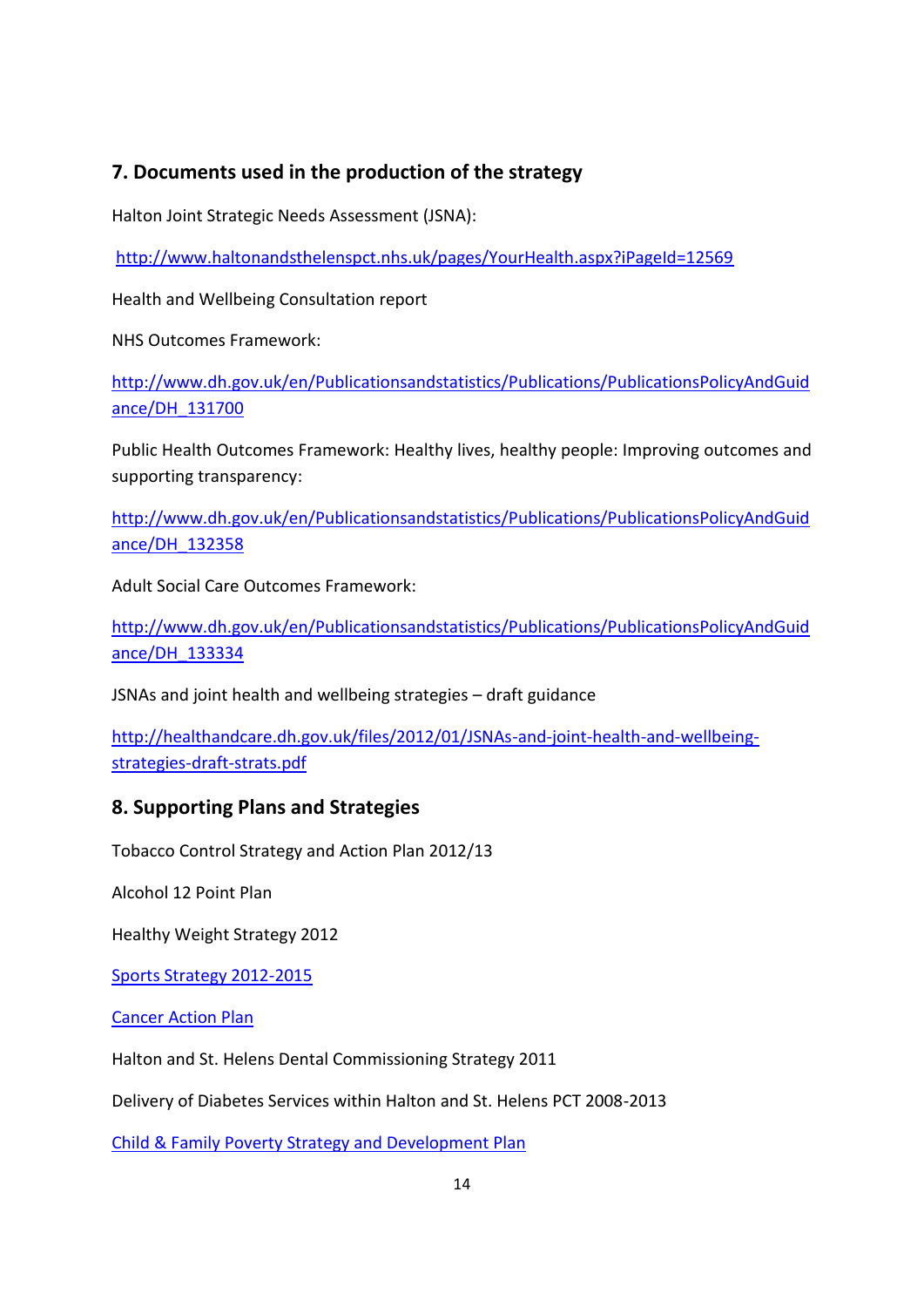## 7. Documents used in the production of the strategy

Halton Joint Strategic Needs Assessment (JSNA):

http://www.haltonandsthelenspct.nhs.uk/pages/YourHealth.aspx?iPageId=12569

Health and Wellbeing Consultation report

NHS Outcomes Framework:

http://www.dh.gov.uk/en/Publicationsandstatistics/Publications/PublicationsPolicyAndGuidance/DH_131700

Public Health Outcomes Framework: Healthy lives, healthy people: Improving outcomes and supporting transparency:

http://www.dh.gov.uk/en/Publicationsandstatistics/Publications/PublicationsPolicyAndGuidance/DH_132358

Adult Social Care Outcomes Framework:

http://www.dh.gov.uk/en/Publicationsandstatistics/Publications/PublicationsPolicyAndGuidance/DH_133334

JSNAs and joint health and wellbeing strategies – draft guidance

http://healthandcare.dh.gov.uk/files/2012/01/JSNAs-and-joint-health-and-wellbeing-strategies-draft-strats.pdf

## 8. Supporting Plans and Strategies

Tobacco Control Strategy and Action Plan 2012/13

Alcohol 12 Point Plan

Healthy Weight Strategy 2012

Sports Strategy 2012-2015

Cancer Action Plan

Halton and St. Helens Dental Commissioning Strategy 2011

Delivery of Diabetes Services within Halton and St. Helens PCT 2008-2013

Child & Family Poverty Strategy and Development Plan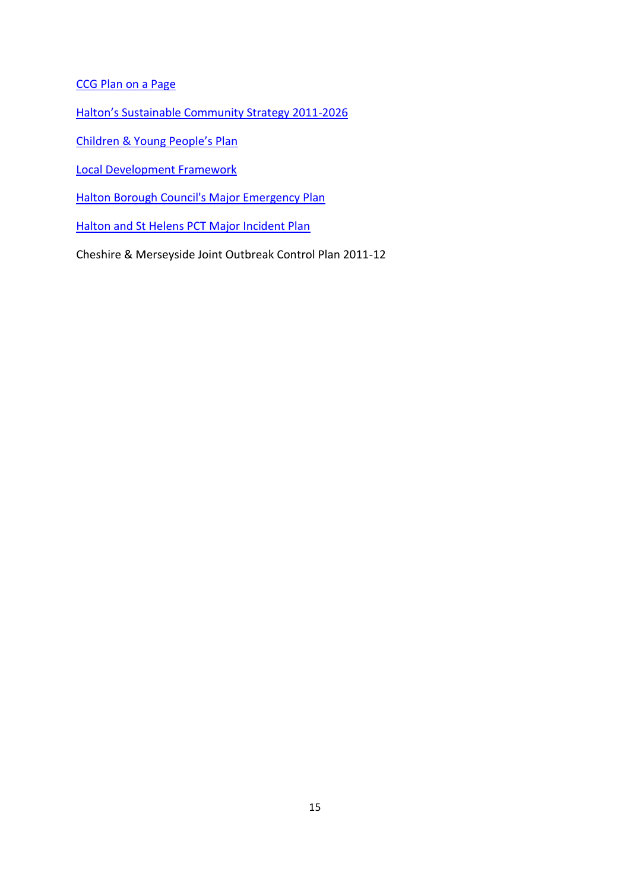CCG Plan on a Page

Halton's Sustainable Community Strategy 2011-2026

Children & Young People's Plan

Local Development Framework

Halton Borough Council's Major Emergency Plan

Halton and St Helens PCT Major Incident Plan

Cheshire & Merseyside Joint Outbreak Control Plan 2011-12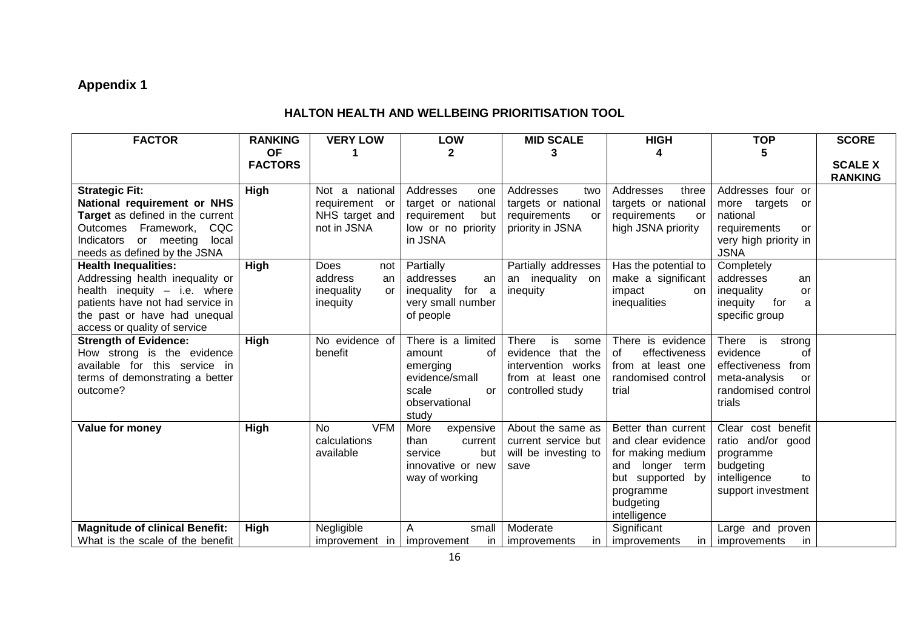## Appendix 1

### HALTON HEALTH AND WELLBEING PRIORITISATION TOOL

| FACTOR | RANKING OF FACTORS | VERY LOW 1 | LOW 2 | MID SCALE 3 | HIGH 4 | TOP 5 | SCORE SCALE X RANKING |
|---|---|---|---|---|---|---|---|
| **Strategic Fit: National requirement or NHS Target** as defined in the current Outcomes Framework, CQC Indicators or meeting local needs as defined by the JSNA | **High** | Not a national requirement or NHS target and not in JSNA | Addresses one target or national requirement but low or no priority in JSNA | Addresses two targets or national requirements or priority in JSNA | Addresses three targets or national requirements or high JSNA priority | Addresses four or more targets or national requirements or very high priority in JSNA | |
| **Health Inequalities:** Addressing health inequality or health inequity – i.e. where patients have not had service in the past or have had unequal access or quality of service | **High** | Does not address an inequality or inequity | Partially addresses an inequality for a very small number of people | Partially addresses an inequality on inequity | Has the potential to make a significant impact on inequalities | Completely addresses an inequality or inequity for a specific group | |
| **Strength of Evidence:** How strong is the evidence available for this service in terms of demonstrating a better outcome? | **High** | No evidence of benefit | There is a limited amount of emerging evidence/small scale or observational study | There is some evidence that the intervention works from at least one controlled study | There is evidence of effectiveness from at least one randomised control trial | There is strong evidence of effectiveness from meta-analysis or randomised control trials | |
| **Value for money** | **High** | No VFM calculations available | More expensive than current service but innovative or new way of working | About the same as current service but will be investing to save | Better than current and clear evidence for making medium and longer term but supported by programme budgeting intelligence | Clear cost benefit ratio and/or good programme budgeting intelligence to support investment | |
| **Magnitude of clinical Benefit:** What is the scale of the benefit | **High** | Negligible improvement in | A small improvement in | Moderate improvements in | Significant improvements in | Large and proven improvements in | |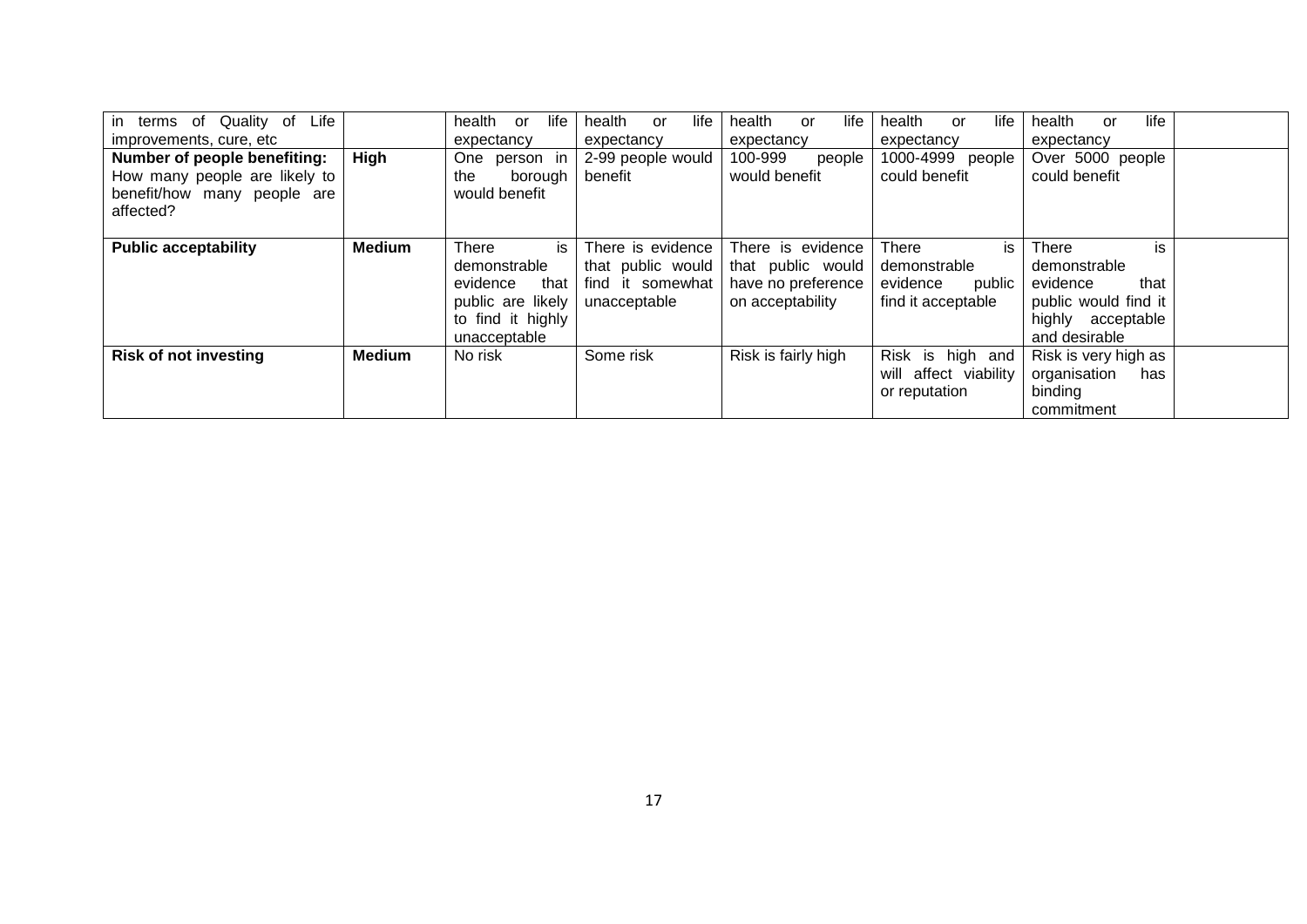| | | | | | | | |
|---|---|---|---|---|---|---|---|
| in terms of Quality of Life improvements, cure, etc | | health or life expectancy | health or life expectancy | health or life expectancy | health or life expectancy | health or life expectancy | |
| **Number of people benefiting:** How many people are likely to benefit/how many people are affected? | **High** | One person in the borough would benefit | 2-99 people would benefit | 100-999 people would benefit | 1000-4999 people could benefit | Over 5000 people could benefit | |
| **Public acceptability** | **Medium** | There is demonstrable evidence that public are likely to find it highly unacceptable | There is evidence that public would find it somewhat unacceptable | There is evidence that public would have no preference on acceptability | There is demonstrable evidence public find it acceptable | There is demonstrable evidence that public would find it highly acceptable and desirable | |
| **Risk of not investing** | **Medium** | No risk | Some risk | Risk is fairly high | Risk is high and will affect viability or reputation | Risk is very high as organisation has binding commitment | |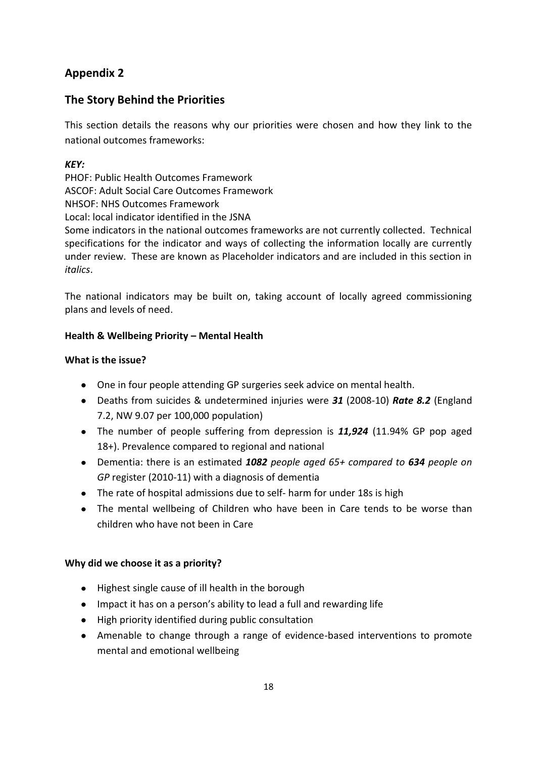## Appendix 2

## The Story Behind the Priorities

This section details the reasons why our priorities were chosen and how they link to the national outcomes frameworks:

***KEY:***

PHOF: Public Health Outcomes Framework
ASCOF: Adult Social Care Outcomes Framework
NHSOF: NHS Outcomes Framework
Local: local indicator identified in the JSNA
Some indicators in the national outcomes frameworks are not currently collected. Technical specifications for the indicator and ways of collecting the information locally are currently under review. These are known as Placeholder indicators and are included in this section in *italics*.

The national indicators may be built on, taking account of locally agreed commissioning plans and levels of need.

**Health & Wellbeing Priority – Mental Health**

**What is the issue?**

- One in four people attending GP surgeries seek advice on mental health.
- Deaths from suicides & undetermined injuries were ***31*** (2008-10) ***Rate 8.2*** (England 7.2, NW 9.07 per 100,000 population)
- The number of people suffering from depression is ***11,924*** (11.94% GP pop aged 18+). Prevalence compared to regional and national
- Dementia: there is an estimated ***1082*** *people aged 65+ compared to* ***634*** *people on GP* register (2010-11) with a diagnosis of dementia
- The rate of hospital admissions due to self- harm for under 18s is high
- The mental wellbeing of Children who have been in Care tends to be worse than children who have not been in Care

**Why did we choose it as a priority?**

- Highest single cause of ill health in the borough
- Impact it has on a person's ability to lead a full and rewarding life
- High priority identified during public consultation
- Amenable to change through a range of evidence-based interventions to promote mental and emotional wellbeing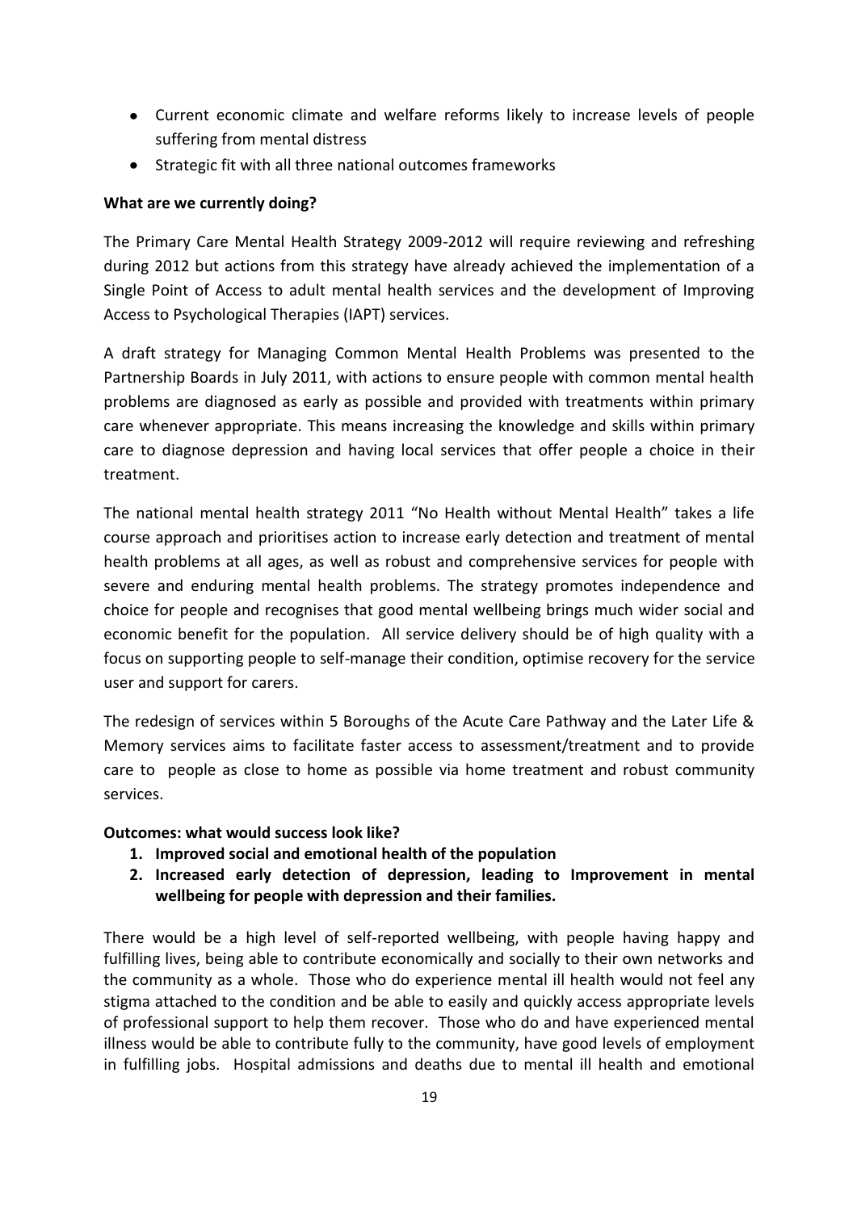- Current economic climate and welfare reforms likely to increase levels of people suffering from mental distress
- Strategic fit with all three national outcomes frameworks

**What are we currently doing?**

The Primary Care Mental Health Strategy 2009-2012 will require reviewing and refreshing during 2012 but actions from this strategy have already achieved the implementation of a Single Point of Access to adult mental health services and the development of Improving Access to Psychological Therapies (IAPT) services.

A draft strategy for Managing Common Mental Health Problems was presented to the Partnership Boards in July 2011, with actions to ensure people with common mental health problems are diagnosed as early as possible and provided with treatments within primary care whenever appropriate. This means increasing the knowledge and skills within primary care to diagnose depression and having local services that offer people a choice in their treatment.

The national mental health strategy 2011 "No Health without Mental Health" takes a life course approach and prioritises action to increase early detection and treatment of mental health problems at all ages, as well as robust and comprehensive services for people with severe and enduring mental health problems. The strategy promotes independence and choice for people and recognises that good mental wellbeing brings much wider social and economic benefit for the population. All service delivery should be of high quality with a focus on supporting people to self-manage their condition, optimise recovery for the service user and support for carers.

The redesign of services within 5 Boroughs of the Acute Care Pathway and the Later Life & Memory services aims to facilitate faster access to assessment/treatment and to provide care to people as close to home as possible via home treatment and robust community services.

**Outcomes: what would success look like?**

1. **Improved social and emotional health of the population**
2. **Increased early detection of depression, leading to Improvement in mental wellbeing for people with depression and their families.**

There would be a high level of self-reported wellbeing, with people having happy and fulfilling lives, being able to contribute economically and socially to their own networks and the community as a whole. Those who do experience mental ill health would not feel any stigma attached to the condition and be able to easily and quickly access appropriate levels of professional support to help them recover. Those who do and have experienced mental illness would be able to contribute fully to the community, have good levels of employment in fulfilling jobs. Hospital admissions and deaths due to mental ill health and emotional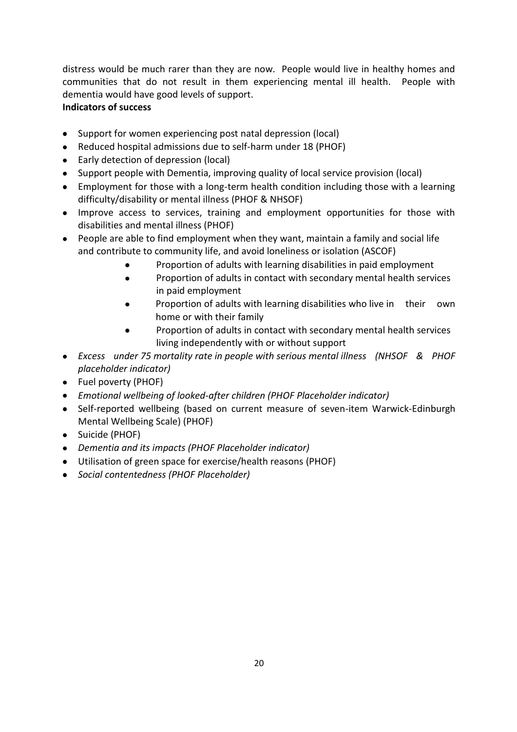distress would be much rarer than they are now. People would live in healthy homes and communities that do not result in them experiencing mental ill health. People with dementia would have good levels of support.

**Indicators of success**

- Support for women experiencing post natal depression (local)
- Reduced hospital admissions due to self-harm under 18 (PHOF)
- Early detection of depression (local)
- Support people with Dementia, improving quality of local service provision (local)
- Employment for those with a long-term health condition including those with a learning difficulty/disability or mental illness (PHOF & NHSOF)
- Improve access to services, training and employment opportunities for those with disabilities and mental illness (PHOF)
- People are able to find employment when they want, maintain a family and social life and contribute to community life, and avoid loneliness or isolation (ASCOF)
  - Proportion of adults with learning disabilities in paid employment
  - Proportion of adults in contact with secondary mental health services in paid employment
  - Proportion of adults with learning disabilities who live in their own home or with their family
  - Proportion of adults in contact with secondary mental health services living independently with or without support
- *Excess under 75 mortality rate in people with serious mental illness (NHSOF & PHOF placeholder indicator)*
- Fuel poverty (PHOF)
- *Emotional wellbeing of looked-after children (PHOF Placeholder indicator)*
- Self-reported wellbeing (based on current measure of seven-item Warwick-Edinburgh Mental Wellbeing Scale) (PHOF)
- Suicide (PHOF)
- *Dementia and its impacts (PHOF Placeholder indicator)*
- Utilisation of green space for exercise/health reasons (PHOF)
- *Social contentedness (PHOF Placeholder)*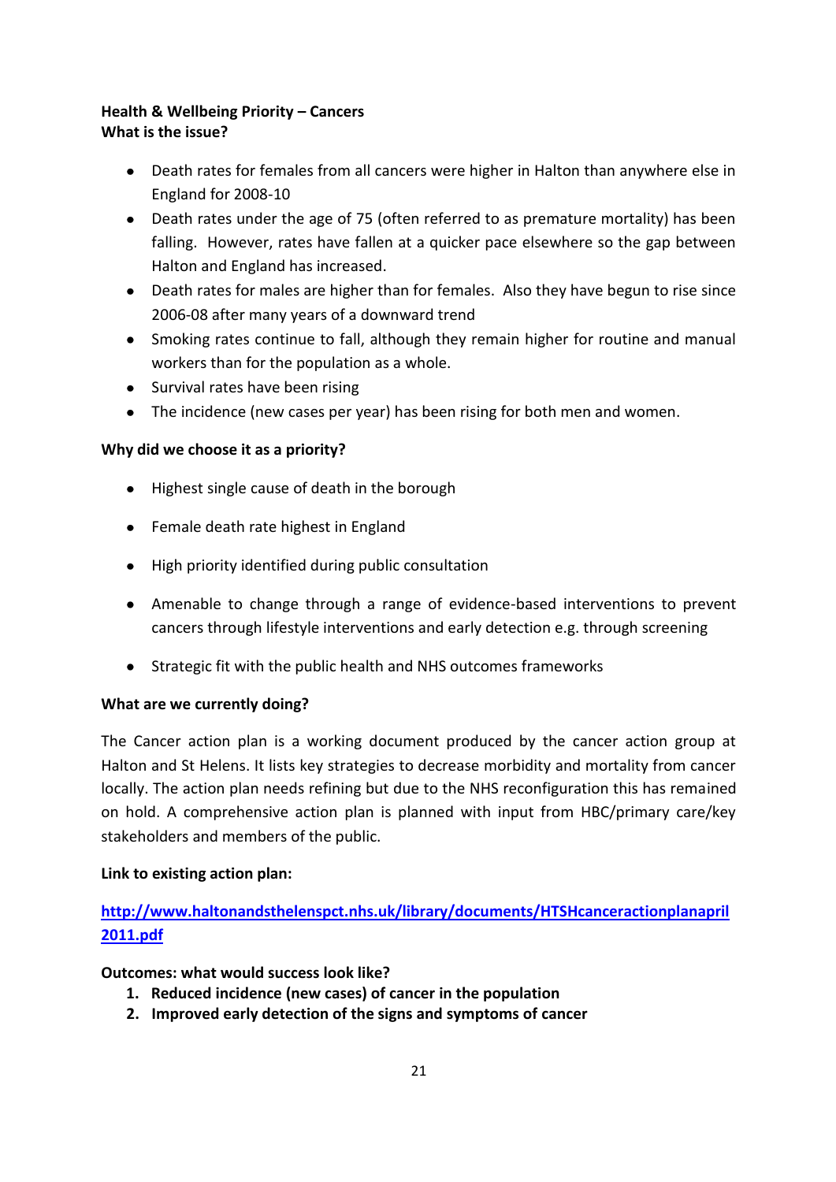**Health & Wellbeing Priority – Cancers**
**What is the issue?**

- Death rates for females from all cancers were higher in Halton than anywhere else in England for 2008-10
- Death rates under the age of 75 (often referred to as premature mortality) has been falling. However, rates have fallen at a quicker pace elsewhere so the gap between Halton and England has increased.
- Death rates for males are higher than for females. Also they have begun to rise since 2006-08 after many years of a downward trend
- Smoking rates continue to fall, although they remain higher for routine and manual workers than for the population as a whole.
- Survival rates have been rising
- The incidence (new cases per year) has been rising for both men and women.

**Why did we choose it as a priority?**

- Highest single cause of death in the borough
- Female death rate highest in England
- High priority identified during public consultation
- Amenable to change through a range of evidence-based interventions to prevent cancers through lifestyle interventions and early detection e.g. through screening
- Strategic fit with the public health and NHS outcomes frameworks

**What are we currently doing?**

The Cancer action plan is a working document produced by the cancer action group at Halton and St Helens. It lists key strategies to decrease morbidity and mortality from cancer locally. The action plan needs refining but due to the NHS reconfiguration this has remained on hold. A comprehensive action plan is planned with input from HBC/primary care/key stakeholders and members of the public.

**Link to existing action plan:**

**[http://www.haltonandsthelenspct.nhs.uk/library/documents/HTSHcanceractionplanapril2011.pdf](http://www.haltonandsthelenspct.nhs.uk/library/documents/HTSHcanceractionplanapril2011.pdf)**

**Outcomes: what would success look like?**

1. **Reduced incidence (new cases) of cancer in the population**
2. **Improved early detection of the signs and symptoms of cancer**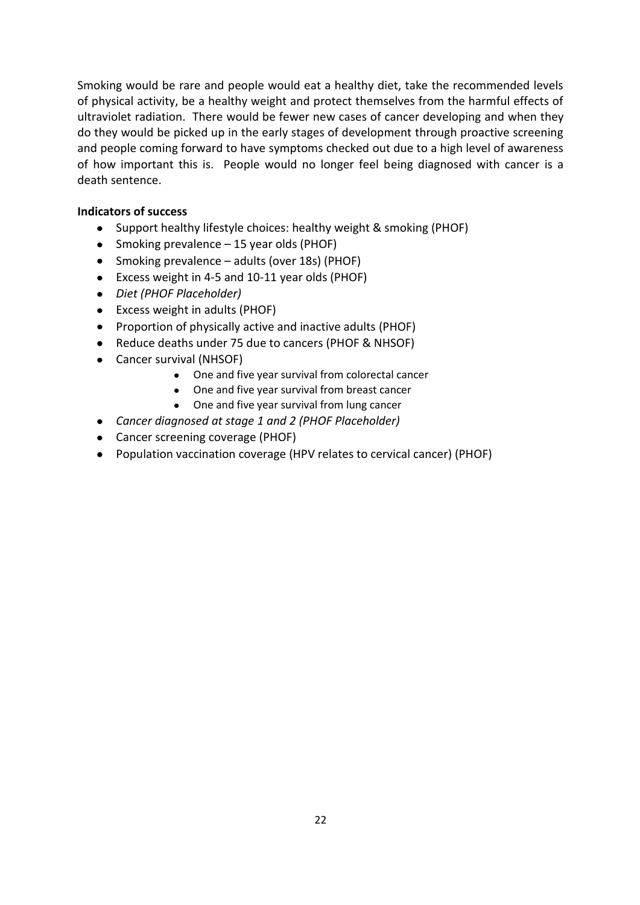Smoking would be rare and people would eat a healthy diet, take the recommended levels of physical activity, be a healthy weight and protect themselves from the harmful effects of ultraviolet radiation. There would be fewer new cases of cancer developing and when they do they would be picked up in the early stages of development through proactive screening and people coming forward to have symptoms checked out due to a high level of awareness of how important this is. People would no longer feel being diagnosed with cancer is a death sentence.

**Indicators of success**

- Support healthy lifestyle choices: healthy weight & smoking (PHOF)
- Smoking prevalence – 15 year olds (PHOF)
- Smoking prevalence – adults (over 18s) (PHOF)
- Excess weight in 4-5 and 10-11 year olds (PHOF)
- *Diet (PHOF Placeholder)*
- Excess weight in adults (PHOF)
- Proportion of physically active and inactive adults (PHOF)
- Reduce deaths under 75 due to cancers (PHOF & NHSOF)
- Cancer survival (NHSOF)
  - One and five year survival from colorectal cancer
  - One and five year survival from breast cancer
  - One and five year survival from lung cancer
- *Cancer diagnosed at stage 1 and 2 (PHOF Placeholder)*
- Cancer screening coverage (PHOF)
- Population vaccination coverage (HPV relates to cervical cancer) (PHOF)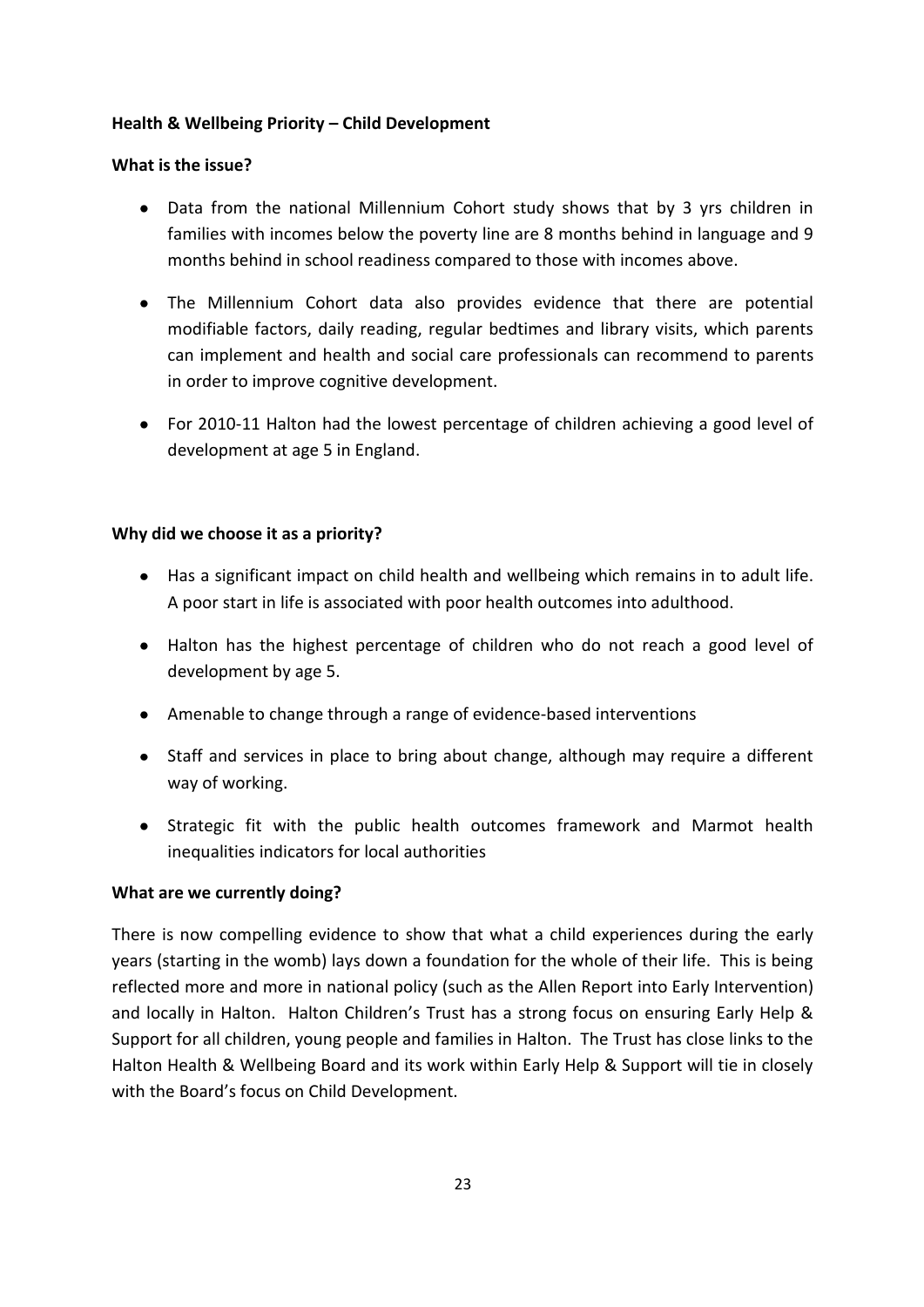**Health & Wellbeing Priority – Child Development**

**What is the issue?**

- Data from the national Millennium Cohort study shows that by 3 yrs children in families with incomes below the poverty line are 8 months behind in language and 9 months behind in school readiness compared to those with incomes above.
- The Millennium Cohort data also provides evidence that there are potential modifiable factors, daily reading, regular bedtimes and library visits, which parents can implement and health and social care professionals can recommend to parents in order to improve cognitive development.
- For 2010-11 Halton had the lowest percentage of children achieving a good level of development at age 5 in England.

**Why did we choose it as a priority?**

- Has a significant impact on child health and wellbeing which remains in to adult life. A poor start in life is associated with poor health outcomes into adulthood.
- Halton has the highest percentage of children who do not reach a good level of development by age 5.
- Amenable to change through a range of evidence-based interventions
- Staff and services in place to bring about change, although may require a different way of working.
- Strategic fit with the public health outcomes framework and Marmot health inequalities indicators for local authorities

**What are we currently doing?**

There is now compelling evidence to show that what a child experiences during the early years (starting in the womb) lays down a foundation for the whole of their life. This is being reflected more and more in national policy (such as the Allen Report into Early Intervention) and locally in Halton. Halton Children's Trust has a strong focus on ensuring Early Help & Support for all children, young people and families in Halton. The Trust has close links to the Halton Health & Wellbeing Board and its work within Early Help & Support will tie in closely with the Board's focus on Child Development.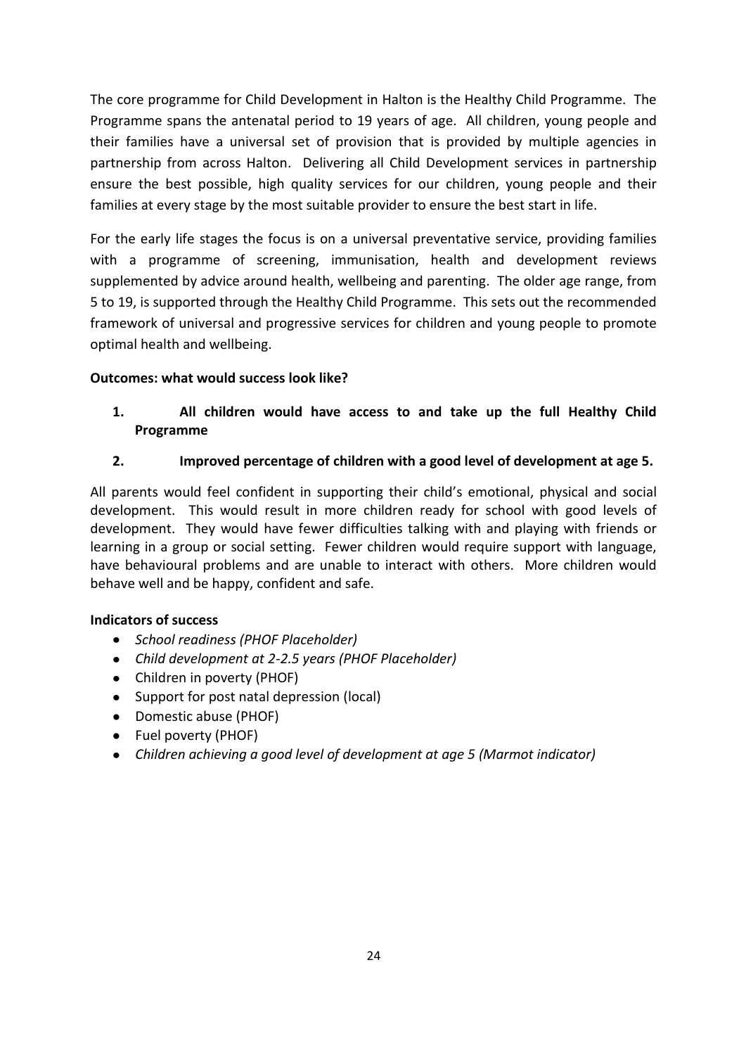The core programme for Child Development in Halton is the Healthy Child Programme. The Programme spans the antenatal period to 19 years of age. All children, young people and their families have a universal set of provision that is provided by multiple agencies in partnership from across Halton. Delivering all Child Development services in partnership ensure the best possible, high quality services for our children, young people and their families at every stage by the most suitable provider to ensure the best start in life.

For the early life stages the focus is on a universal preventative service, providing families with a programme of screening, immunisation, health and development reviews supplemented by advice around health, wellbeing and parenting. The older age range, from 5 to 19, is supported through the Healthy Child Programme. This sets out the recommended framework of universal and progressive services for children and young people to promote optimal health and wellbeing.

**Outcomes: what would success look like?**

1. **All children would have access to and take up the full Healthy Child Programme**
2. **Improved percentage of children with a good level of development at age 5.**

All parents would feel confident in supporting their child's emotional, physical and social development. This would result in more children ready for school with good levels of development. They would have fewer difficulties talking with and playing with friends or learning in a group or social setting. Fewer children would require support with language, have behavioural problems and are unable to interact with others. More children would behave well and be happy, confident and safe.

**Indicators of success**

- *School readiness (PHOF Placeholder)*
- *Child development at 2-2.5 years (PHOF Placeholder)*
- Children in poverty (PHOF)
- Support for post natal depression (local)
- Domestic abuse (PHOF)
- Fuel poverty (PHOF)
- *Children achieving a good level of development at age 5 (Marmot indicator)*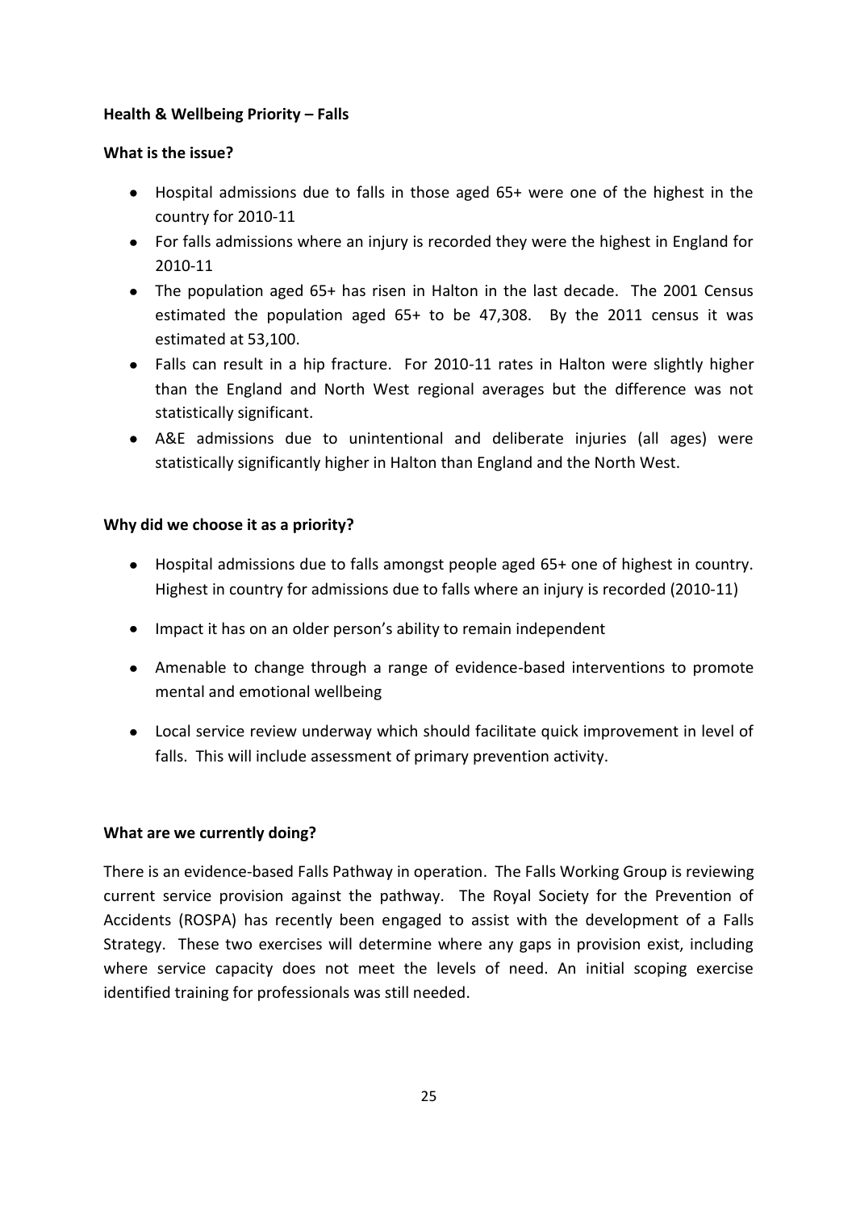**Health & Wellbeing Priority – Falls**

**What is the issue?**

- Hospital admissions due to falls in those aged 65+ were one of the highest in the country for 2010-11
- For falls admissions where an injury is recorded they were the highest in England for 2010-11
- The population aged 65+ has risen in Halton in the last decade. The 2001 Census estimated the population aged 65+ to be 47,308. By the 2011 census it was estimated at 53,100.
- Falls can result in a hip fracture. For 2010-11 rates in Halton were slightly higher than the England and North West regional averages but the difference was not statistically significant.
- A&E admissions due to unintentional and deliberate injuries (all ages) were statistically significantly higher in Halton than England and the North West.

**Why did we choose it as a priority?**

- Hospital admissions due to falls amongst people aged 65+ one of highest in country. Highest in country for admissions due to falls where an injury is recorded (2010-11)
- Impact it has on an older person's ability to remain independent
- Amenable to change through a range of evidence-based interventions to promote mental and emotional wellbeing
- Local service review underway which should facilitate quick improvement in level of falls. This will include assessment of primary prevention activity.

**What are we currently doing?**

There is an evidence-based Falls Pathway in operation. The Falls Working Group is reviewing current service provision against the pathway. The Royal Society for the Prevention of Accidents (ROSPA) has recently been engaged to assist with the development of a Falls Strategy. These two exercises will determine where any gaps in provision exist, including where service capacity does not meet the levels of need. An initial scoping exercise identified training for professionals was still needed.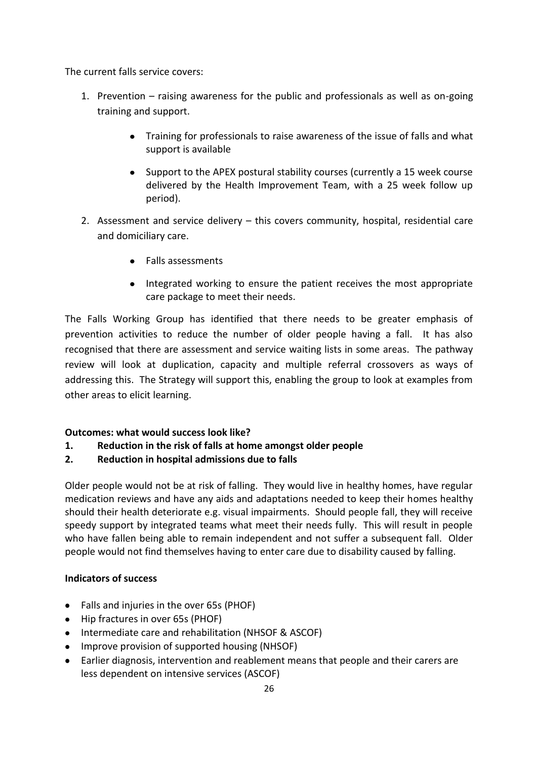The current falls service covers:

1. Prevention – raising awareness for the public and professionals as well as on-going training and support.
    - Training for professionals to raise awareness of the issue of falls and what support is available
    - Support to the APEX postural stability courses (currently a 15 week course delivered by the Health Improvement Team, with a 25 week follow up period).
2. Assessment and service delivery – this covers community, hospital, residential care and domiciliary care.
    - Falls assessments
    - Integrated working to ensure the patient receives the most appropriate care package to meet their needs.

The Falls Working Group has identified that there needs to be greater emphasis of prevention activities to reduce the number of older people having a fall. It has also recognised that there are assessment and service waiting lists in some areas. The pathway review will look at duplication, capacity and multiple referral crossovers as ways of addressing this. The Strategy will support this, enabling the group to look at examples from other areas to elicit learning.

**Outcomes: what would success look like?**

**1. Reduction in the risk of falls at home amongst older people**

**2. Reduction in hospital admissions due to falls**

Older people would not be at risk of falling. They would live in healthy homes, have regular medication reviews and have any aids and adaptations needed to keep their homes healthy should their health deteriorate e.g. visual impairments. Should people fall, they will receive speedy support by integrated teams what meet their needs fully. This will result in people who have fallen being able to remain independent and not suffer a subsequent fall. Older people would not find themselves having to enter care due to disability caused by falling.

**Indicators of success**

- Falls and injuries in the over 65s (PHOF)
- Hip fractures in over 65s (PHOF)
- Intermediate care and rehabilitation (NHSOF & ASCOF)
- Improve provision of supported housing (NHSOF)
- Earlier diagnosis, intervention and reablement means that people and their carers are less dependent on intensive services (ASCOF)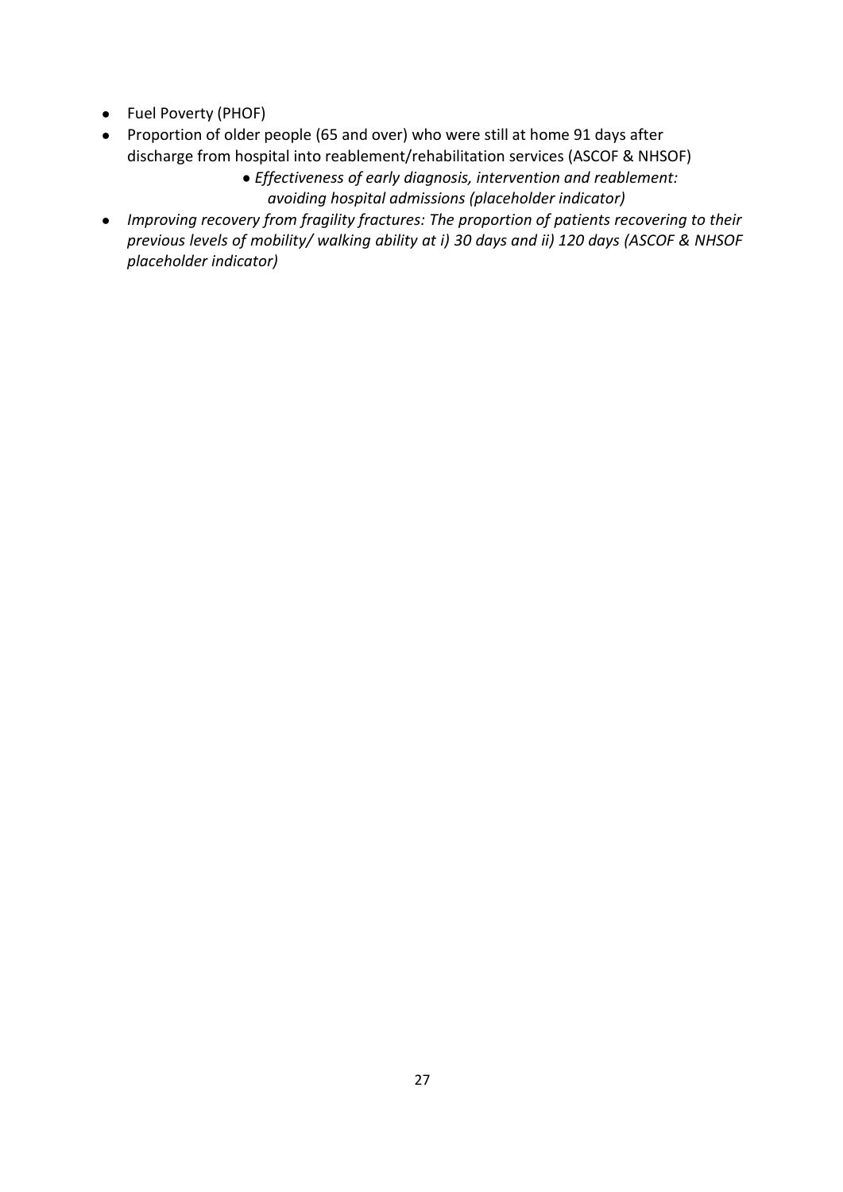- Fuel Poverty (PHOF)
- Proportion of older people (65 and over) who were still at home 91 days after discharge from hospital into reablement/rehabilitation services (ASCOF & NHSOF)
    - *Effectiveness of early diagnosis, intervention and reablement: avoiding hospital admissions (placeholder indicator)*
- *Improving recovery from fragility fractures: The proportion of patients recovering to their previous levels of mobility/ walking ability at i) 30 days and ii) 120 days (ASCOF & NHSOF placeholder indicator)*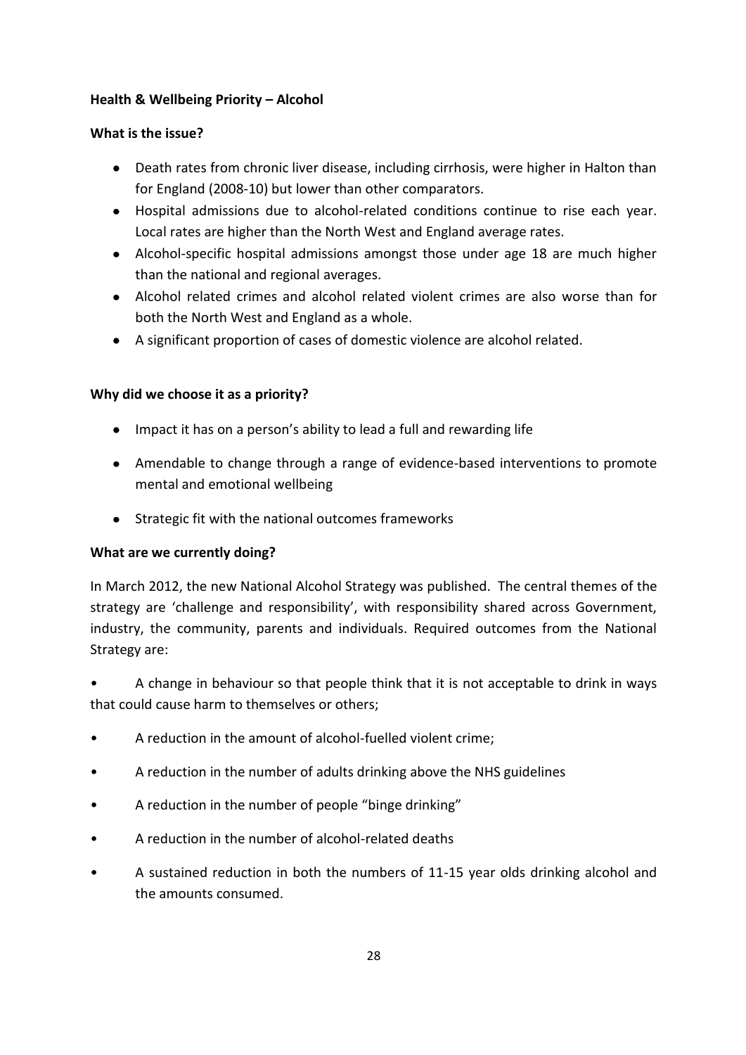**Health & Wellbeing Priority – Alcohol**

**What is the issue?**

- Death rates from chronic liver disease, including cirrhosis, were higher in Halton than for England (2008-10) but lower than other comparators.
- Hospital admissions due to alcohol-related conditions continue to rise each year. Local rates are higher than the North West and England average rates.
- Alcohol-specific hospital admissions amongst those under age 18 are much higher than the national and regional averages.
- Alcohol related crimes and alcohol related violent crimes are also worse than for both the North West and England as a whole.
- A significant proportion of cases of domestic violence are alcohol related.

**Why did we choose it as a priority?**

- Impact it has on a person's ability to lead a full and rewarding life
- Amendable to change through a range of evidence-based interventions to promote mental and emotional wellbeing
- Strategic fit with the national outcomes frameworks

**What are we currently doing?**

In March 2012, the new National Alcohol Strategy was published. The central themes of the strategy are 'challenge and responsibility', with responsibility shared across Government, industry, the community, parents and individuals. Required outcomes from the National Strategy are:

- A change in behaviour so that people think that it is not acceptable to drink in ways that could cause harm to themselves or others;
- A reduction in the amount of alcohol-fuelled violent crime;
- A reduction in the number of adults drinking above the NHS guidelines
- A reduction in the number of people "binge drinking"
- A reduction in the number of alcohol-related deaths
- A sustained reduction in both the numbers of 11-15 year olds drinking alcohol and the amounts consumed.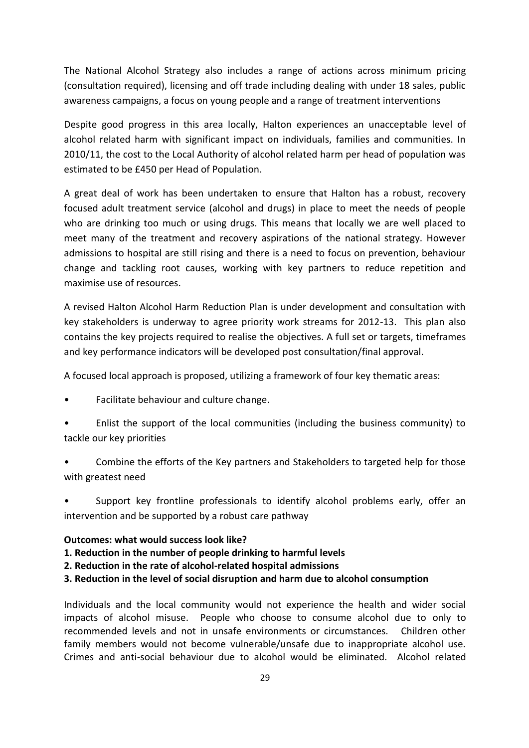The National Alcohol Strategy also includes a range of actions across minimum pricing (consultation required), licensing and off trade including dealing with under 18 sales, public awareness campaigns, a focus on young people and a range of treatment interventions

Despite good progress in this area locally, Halton experiences an unacceptable level of alcohol related harm with significant impact on individuals, families and communities. In 2010/11, the cost to the Local Authority of alcohol related harm per head of population was estimated to be £450 per Head of Population.

A great deal of work has been undertaken to ensure that Halton has a robust, recovery focused adult treatment service (alcohol and drugs) in place to meet the needs of people who are drinking too much or using drugs. This means that locally we are well placed to meet many of the treatment and recovery aspirations of the national strategy. However admissions to hospital are still rising and there is a need to focus on prevention, behaviour change and tackling root causes, working with key partners to reduce repetition and maximise use of resources.

A revised Halton Alcohol Harm Reduction Plan is under development and consultation with key stakeholders is underway to agree priority work streams for 2012-13. This plan also contains the key projects required to realise the objectives. A full set or targets, timeframes and key performance indicators will be developed post consultation/final approval.

A focused local approach is proposed, utilizing a framework of four key thematic areas:

- Facilitate behaviour and culture change.
- Enlist the support of the local communities (including the business community) to tackle our key priorities
- Combine the efforts of the Key partners and Stakeholders to targeted help for those with greatest need
- Support key frontline professionals to identify alcohol problems early, offer an intervention and be supported by a robust care pathway

**Outcomes: what would success look like?**

**1. Reduction in the number of people drinking to harmful levels**

**2. Reduction in the rate of alcohol-related hospital admissions**

**3. Reduction in the level of social disruption and harm due to alcohol consumption**

Individuals and the local community would not experience the health and wider social impacts of alcohol misuse. People who choose to consume alcohol due to only to recommended levels and not in unsafe environments or circumstances. Children other family members would not become vulnerable/unsafe due to inappropriate alcohol use. Crimes and anti-social behaviour due to alcohol would be eliminated. Alcohol related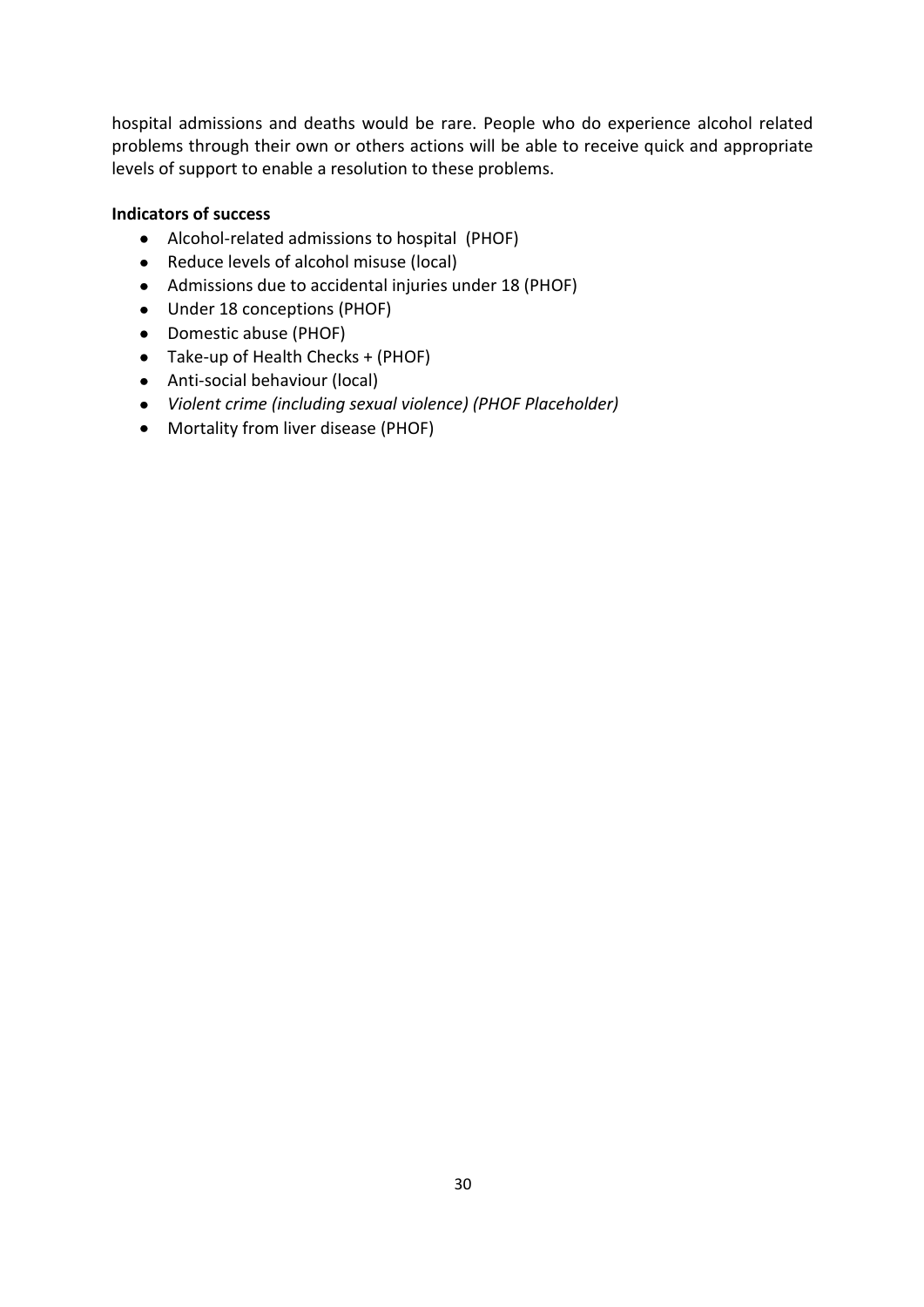hospital admissions and deaths would be rare. People who do experience alcohol related problems through their own or others actions will be able to receive quick and appropriate levels of support to enable a resolution to these problems.

**Indicators of success**

- Alcohol-related admissions to hospital (PHOF)
- Reduce levels of alcohol misuse (local)
- Admissions due to accidental injuries under 18 (PHOF)
- Under 18 conceptions (PHOF)
- Domestic abuse (PHOF)
- Take-up of Health Checks + (PHOF)
- Anti-social behaviour (local)
- *Violent crime (including sexual violence) (PHOF Placeholder)*
- Mortality from liver disease (PHOF)